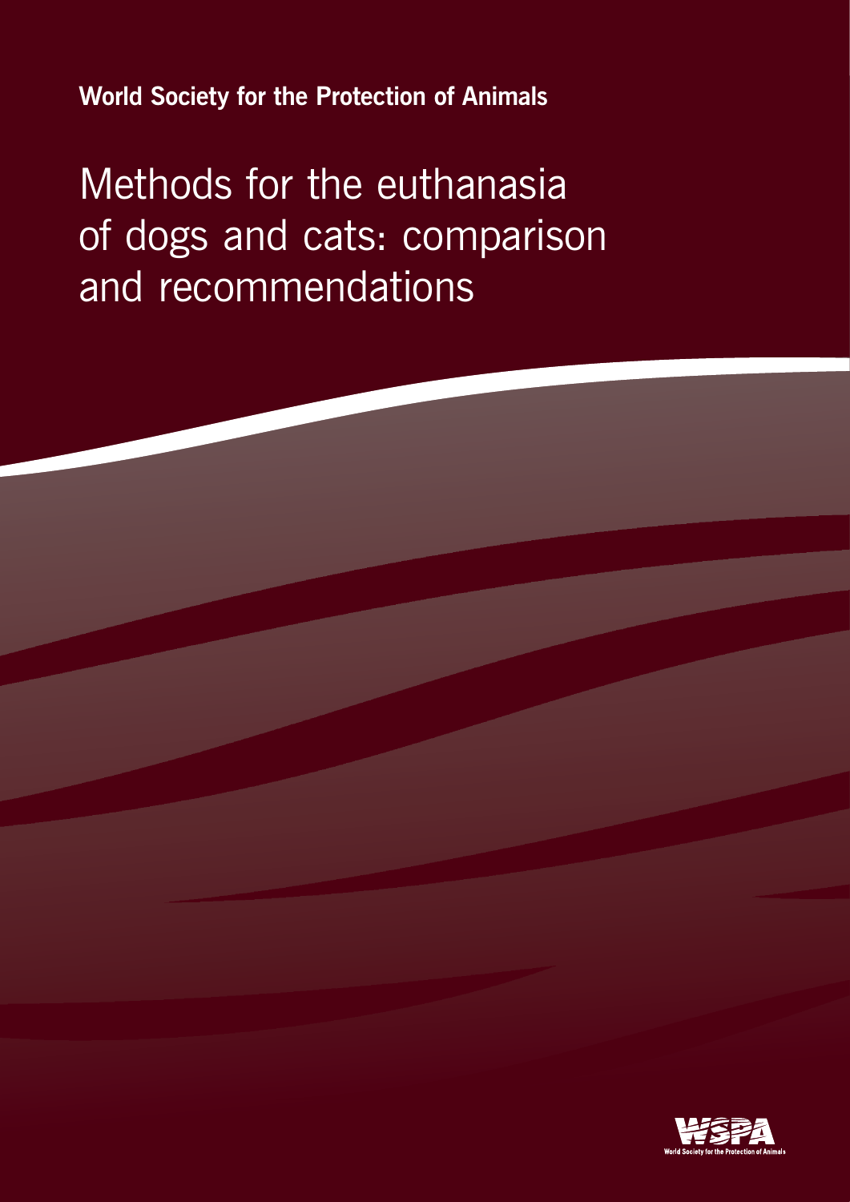**World Society for the Protection of Animals**

# Methods for the euthanasia of dogs and cats: comparison and recommendations

WSPA
World Society for the Protection of Animals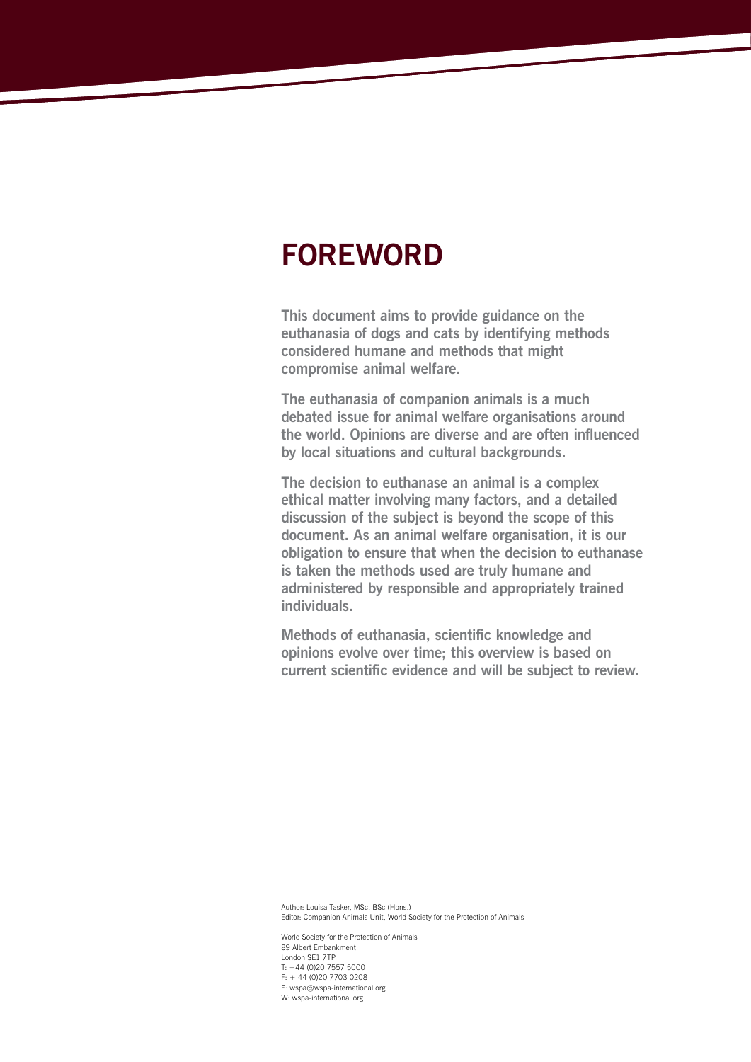# FOREWORD

**This document aims to provide guidance on the euthanasia of dogs and cats by identifying methods considered humane and methods that might compromise animal welfare.**

**The euthanasia of companion animals is a much debated issue for animal welfare organisations around the world. Opinions are diverse and are often influenced by local situations and cultural backgrounds.**

**The decision to euthanase an animal is a complex ethical matter involving many factors, and a detailed discussion of the subject is beyond the scope of this document. As an animal welfare organisation, it is our obligation to ensure that when the decision to euthanase is taken the methods used are truly humane and administered by responsible and appropriately trained individuals.**

**Methods of euthanasia, scientific knowledge and opinions evolve over time; this overview is based on current scientific evidence and will be subject to review.**

Author: Louisa Tasker, MSc, BSc (Hons.)
Editor: Companion Animals Unit, World Society for the Protection of Animals

World Society for the Protection of Animals
89 Albert Embankment
London SE1 7TP
T: +44 (0)20 7557 5000
F: + 44 (0)20 7703 0208
E: wspa@wspa-international.org
W: wspa-international.org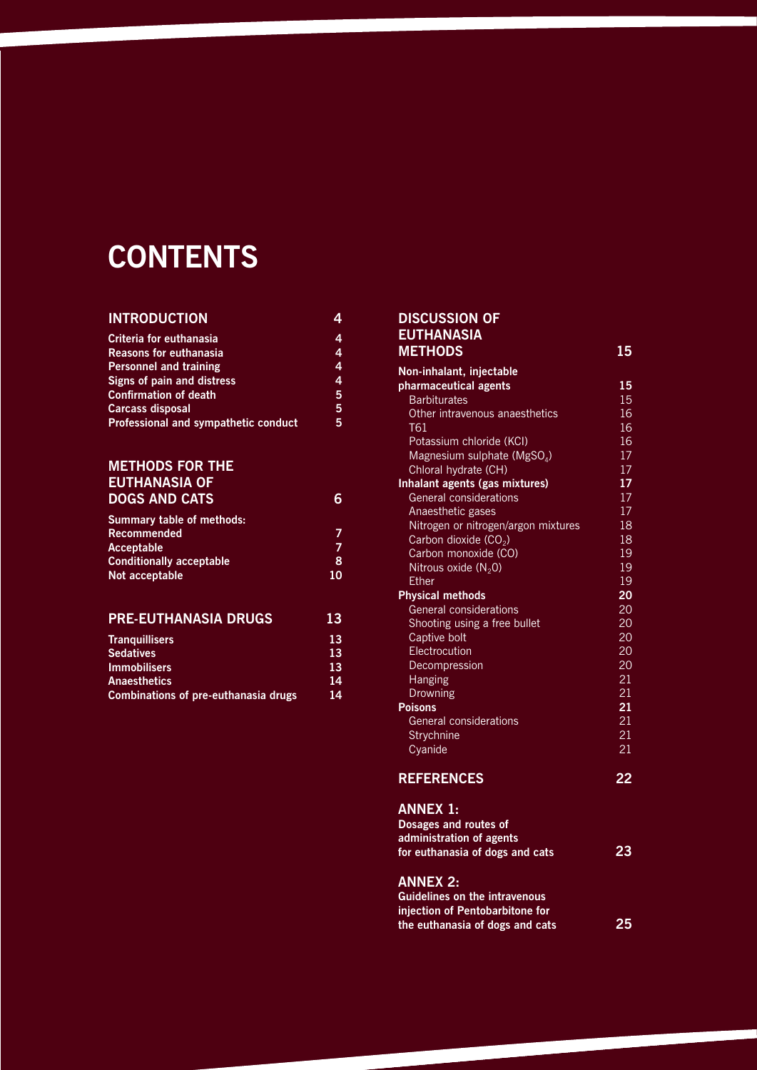# CONTENTS

| | |
|---|---|
| **INTRODUCTION** | **4** |
| **Criteria for euthanasia** | **4** |
| **Reasons for euthanasia** | **4** |
| **Personnel and training** | **4** |
| **Signs of pain and distress** | **4** |
| **Confirmation of death** | **5** |
| **Carcass disposal** | **5** |
| **Professional and sympathetic conduct** | **5** |
| **METHODS FOR THE EUTHANASIA OF DOGS AND CATS** | **6** |
| **Summary table of methods:** | |
| **Recommended** | **7** |
| **Acceptable** | **7** |
| **Conditionally acceptable** | **8** |
| **Not acceptable** | **10** |
| **PRE-EUTHANASIA DRUGS** | **13** |
| **Tranquillisers** | **13** |
| **Sedatives** | **13** |
| **Immobilisers** | **13** |
| **Anaesthetics** | **14** |
| **Combinations of pre-euthanasia drugs** | **14** |
| **DISCUSSION OF EUTHANASIA METHODS** | **15** |
| **Non-inhalant, injectable pharmaceutical agents** | **15** |
| Barbiturates | 15 |
| Other intravenous anaesthetics | 16 |
| T61 | 16 |
| Potassium chloride (KCl) | 16 |
| Magnesium sulphate ($MgSO_4$) | 17 |
| Chloral hydrate (CH) | 17 |
| **Inhalant agents (gas mixtures)** | **17** |
| General considerations | 17 |
| Anaesthetic gases | 17 |
| Nitrogen or nitrogen/argon mixtures | 18 |
| Carbon dioxide ($CO_2$) | 18 |
| Carbon monoxide (CO) | 19 |
| Nitrous oxide ($N_2O$) | 19 |
| Ether | 19 |
| **Physical methods** | **20** |
| General considerations | 20 |
| Shooting using a free bullet | 20 |
| Captive bolt | 20 |
| Electrocution | 20 |
| Decompression | 20 |
| Hanging | 21 |
| Drowning | 21 |
| **Poisons** | **21** |
| General considerations | 21 |
| Strychnine | 21 |
| Cyanide | 21 |
| **REFERENCES** | **22** |
| **ANNEX 1: Dosages and routes of administration of agents for euthanasia of dogs and cats** | **23** |
| **ANNEX 2: Guidelines on the intravenous injection of Pentobarbitone for the euthanasia of dogs and cats** | **25** |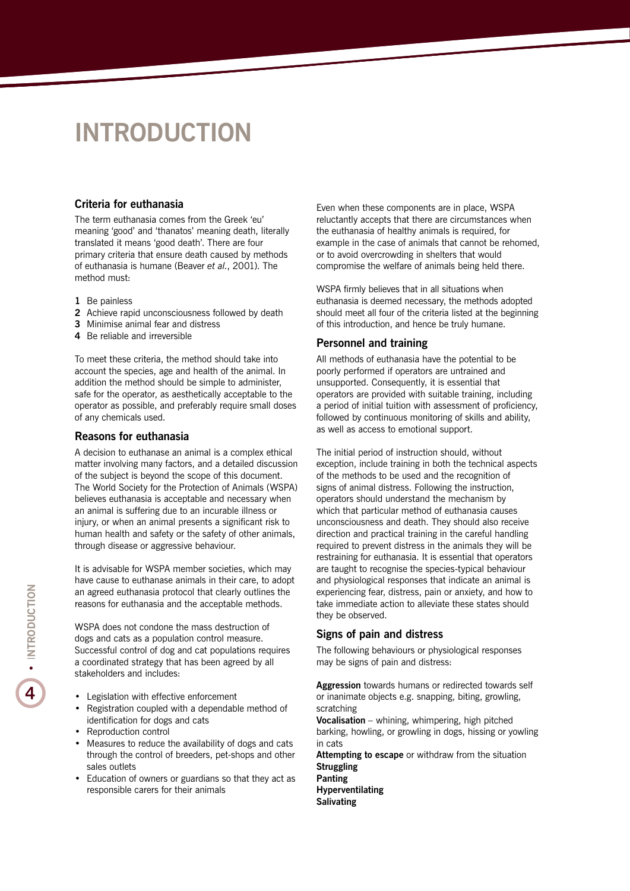# INTRODUCTION

## Criteria for euthanasia

The term euthanasia comes from the Greek 'eu' meaning 'good' and 'thanatos' meaning death, literally translated it means 'good death'. There are four primary criteria that ensure death caused by methods of euthanasia is humane (Beaver *et al.*, 2001). The method must:

1. Be painless
2. Achieve rapid unconsciousness followed by death
3. Minimise animal fear and distress
4. Be reliable and irreversible

To meet these criteria, the method should take into account the species, age and health of the animal. In addition the method should be simple to administer, safe for the operator, as aesthetically acceptable to the operator as possible, and preferably require small doses of any chemicals used.

## Reasons for euthanasia

A decision to euthanase an animal is a complex ethical matter involving many factors, and a detailed discussion of the subject is beyond the scope of this document. The World Society for the Protection of Animals (WSPA) believes euthanasia is acceptable and necessary when an animal is suffering due to an incurable illness or injury, or when an animal presents a significant risk to human health and safety or the safety of other animals, through disease or aggressive behaviour.

It is advisable for WSPA member societies, which may have cause to euthanase animals in their care, to adopt an agreed euthanasia protocol that clearly outlines the reasons for euthanasia and the acceptable methods.

WSPA does not condone the mass destruction of dogs and cats as a population control measure. Successful control of dog and cat populations requires a coordinated strategy that has been agreed by all stakeholders and includes:

- Legislation with effective enforcement
- Registration coupled with a dependable method of identification for dogs and cats
- Reproduction control
- Measures to reduce the availability of dogs and cats through the control of breeders, pet-shops and other sales outlets
- Education of owners or guardians so that they act as responsible carers for their animals

Even when these components are in place, WSPA reluctantly accepts that there are circumstances when the euthanasia of healthy animals is required, for example in the case of animals that cannot be rehomed, or to avoid overcrowding in shelters that would compromise the welfare of animals being held there.

WSPA firmly believes that in all situations when euthanasia is deemed necessary, the methods adopted should meet all four of the criteria listed at the beginning of this introduction, and hence be truly humane.

## Personnel and training

All methods of euthanasia have the potential to be poorly performed if operators are untrained and unsupported. Consequently, it is essential that operators are provided with suitable training, including a period of initial tuition with assessment of proficiency, followed by continuous monitoring of skills and ability, as well as access to emotional support.

The initial period of instruction should, without exception, include training in both the technical aspects of the methods to be used and the recognition of signs of animal distress. Following the instruction, operators should understand the mechanism by which that particular method of euthanasia causes unconsciousness and death. They should also receive direction and practical training in the careful handling required to prevent distress in the animals they will be restraining for euthanasia. It is essential that operators are taught to recognise the species-typical behaviour and physiological responses that indicate an animal is experiencing fear, distress, pain or anxiety, and how to take immediate action to alleviate these states should they be observed.

## Signs of pain and distress

The following behaviours or physiological responses may be signs of pain and distress:

**Aggression** towards humans or redirected towards self or inanimate objects e.g. snapping, biting, growling, scratching
**Vocalisation** – whining, whimpering, high pitched barking, howling, or growling in dogs, hissing or yowling in cats
**Attempting to escape** or withdraw from the situation
**Struggling**
**Panting**
**Hyperventilating**
**Salivating**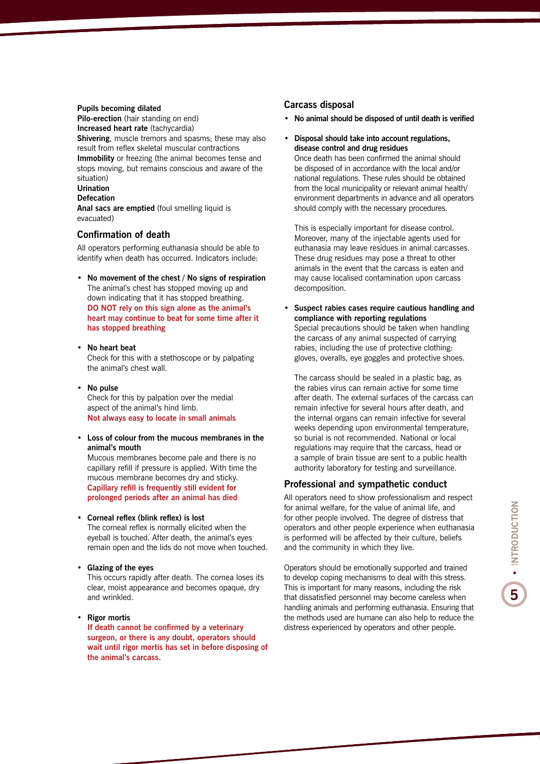**Pupils becoming dilated**
**Pilo-erection** (hair standing on end)
**Increased heart rate** (tachycardia)
**Shivering**, muscle tremors and spasms; these may also result from reflex skeletal muscular contractions
**Immobility** or freezing (the animal becomes tense and stops moving, but remains conscious and aware of the situation)
**Urination**
**Defecation**
**Anal sacs are emptied** (foul smelling liquid is evacuated)

## Confirmation of death

All operators performing euthanasia should be able to identify when death has occurred. Indicators include:

- **No movement of the chest / No signs of respiration**
  The animal's chest has stopped moving up and down indicating that it has stopped breathing.
  **DO NOT rely on this sign alone as the animal's heart may continue to beat for some time after it has stopped breathing**

- **No heart beat**
  Check for this with a stethoscope or by palpating the animal's chest wall.

- **No pulse**
  Check for this by palpation over the medial aspect of the animal's hind limb.
  **Not always easy to locate in small animals**

- **Loss of colour from the mucous membranes in the animal's mouth**
  Mucous membranes become pale and there is no capillary refill if pressure is applied. With time the mucous membrane becomes dry and sticky.
  **Capillary refill is frequently still evident for prolonged periods after an animal has died**

- **Corneal reflex (blink reflex) is lost**
  The corneal reflex is normally elicited when the eyeball is touched. After death, the animal's eyes remain open and the lids do not move when touched.

- **Glazing of the eyes**
  This occurs rapidly after death. The cornea loses its clear, moist appearance and becomes opaque, dry and wrinkled.

- **Rigor mortis**
  **If death cannot be confirmed by a veterinary surgeon, or there is any doubt, operators should wait until rigor mortis has set in before disposing of the animal's carcass.**

## Carcass disposal

- **No animal should be disposed of until death is verified**

- **Disposal should take into account regulations, disease control and drug residues**
  Once death has been confirmed the animal should be disposed of in accordance with the local and/or national regulations. These rules should be obtained from the local municipality or relevant animal health/ environment departments in advance and all operators should comply with the necessary procedures.

  This is especially important for disease control. Moreover, many of the injectable agents used for euthanasia may leave residues in animal carcasses. These drug residues may pose a threat to other animals in the event that the carcass is eaten and may cause localised contamination upon carcass decomposition.

- **Suspect rabies cases require cautious handling and compliance with reporting regulations**
  Special precautions should be taken when handling the carcass of any animal suspected of carrying rabies, including the use of protective clothing: gloves, overalls, eye goggles and protective shoes.

  The carcass should be sealed in a plastic bag, as the rabies virus can remain active for some time after death. The external surfaces of the carcass can remain infective for several hours after death, and the internal organs can remain infective for several weeks depending upon environmental temperature, so burial is not recommended. National or local regulations may require that the carcass, head or a sample of brain tissue are sent to a public health authority laboratory for testing and surveillance.

## Professional and sympathetic conduct

All operators need to show professionalism and respect for animal welfare, for the value of animal life, and for other people involved. The degree of distress that operators and other people experience when euthanasia is performed will be affected by their culture, beliefs and the community in which they live.

Operators should be emotionally supported and trained to develop coping mechanisms to deal with this stress. This is important for many reasons, including the risk that dissatisfied personnel may become careless when handling animals and performing euthanasia. Ensuring that the methods used are humane can also help to reduce the distress experienced by operators and other people.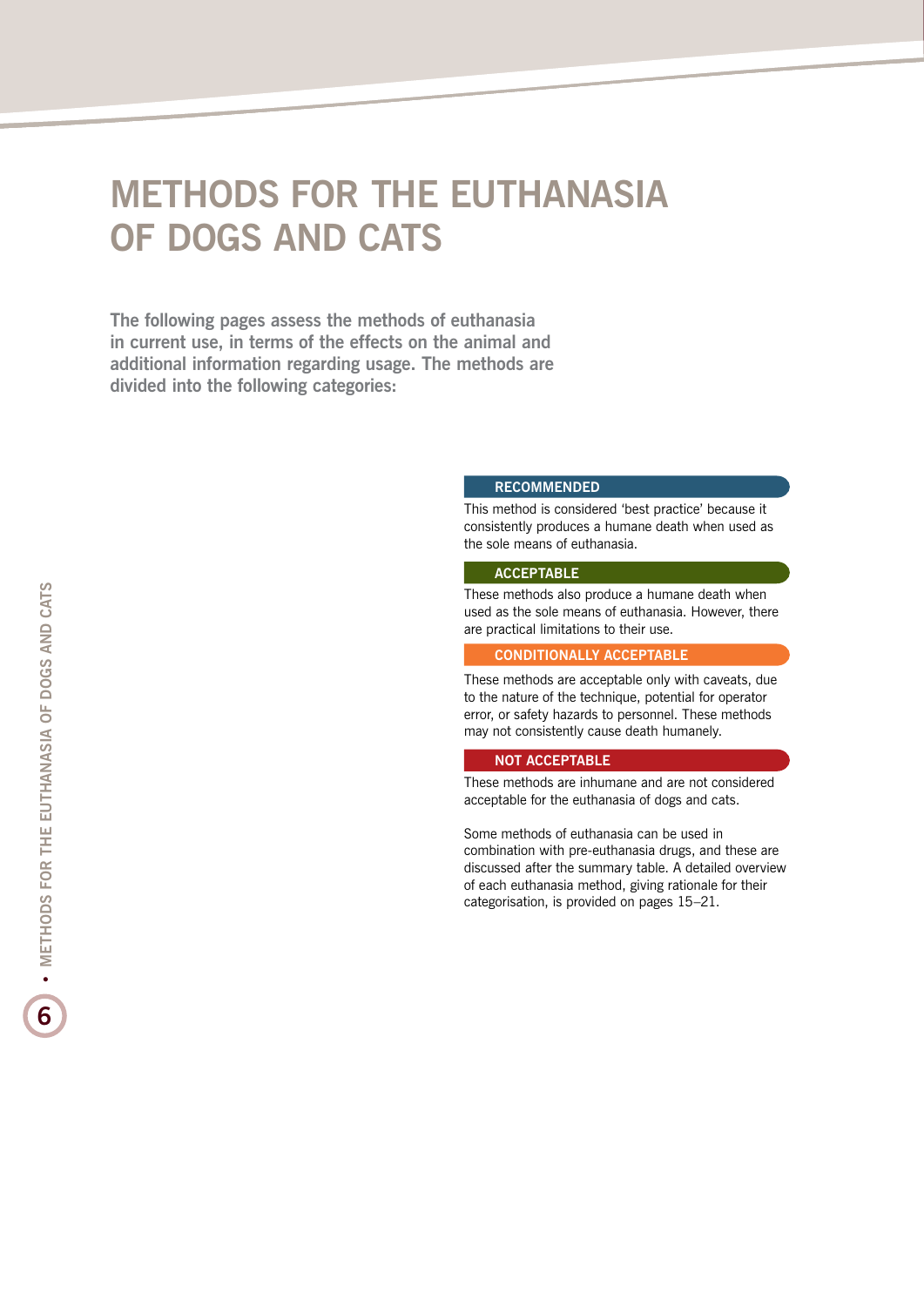# METHODS FOR THE EUTHANASIA OF DOGS AND CATS

**The following pages assess the methods of euthanasia in current use, in terms of the effects on the animal and additional information regarding usage. The methods are divided into the following categories:**

### RECOMMENDED

This method is considered 'best practice' because it consistently produces a humane death when used as the sole means of euthanasia.

### ACCEPTABLE

These methods also produce a humane death when used as the sole means of euthanasia. However, there are practical limitations to their use.

### CONDITIONALLY ACCEPTABLE

These methods are acceptable only with caveats, due to the nature of the technique, potential for operator error, or safety hazards to personnel. These methods may not consistently cause death humanely.

### NOT ACCEPTABLE

These methods are inhumane and are not considered acceptable for the euthanasia of dogs and cats.

Some methods of euthanasia can be used in combination with pre-euthanasia drugs, and these are discussed after the summary table. A detailed overview of each euthanasia method, giving rationale for their categorisation, is provided on pages 15–21.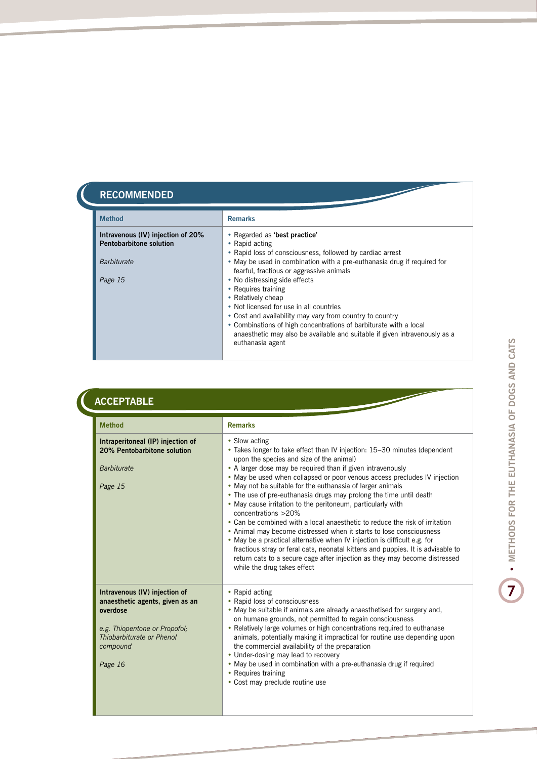## RECOMMENDED

| Method | Remarks |
| --- | --- |
| **Intravenous (IV) injection of 20% Pentobarbitone solution**<br><br>*Barbiturate*<br><br>*Page 15* | • Regarded as '**best practice**'<br>• Rapid acting<br>• Rapid loss of consciousness, followed by cardiac arrest<br>• May be used in combination with a pre-euthanasia drug if required for fearful, fractious or aggressive animals<br>• No distressing side effects<br>• Requires training<br>• Relatively cheap<br>• Not licensed for use in all countries<br>• Cost and availability may vary from country to country<br>• Combinations of high concentrations of barbiturate with a local anaesthetic may also be available and suitable if given intravenously as a euthanasia agent |

## ACCEPTABLE

| Method | Remarks |
| --- | --- |
| **Intraperitoneal (IP) injection of 20% Pentobarbitone solution**<br><br>*Barbiturate*<br><br>*Page 15* | • Slow acting<br>• Takes longer to take effect than IV injection: 15–30 minutes (dependent upon the species and size of the animal)<br>• A larger dose may be required than if given intravenously<br>• May be used when collapsed or poor venous access precludes IV injection<br>• May not be suitable for the euthanasia of larger animals<br>• The use of pre-euthanasia drugs may prolong the time until death<br>• May cause irritation to the peritoneum, particularly with concentrations >20%<br>• Can be combined with a local anaesthetic to reduce the risk of irritation<br>• Animal may become distressed when it starts to lose consciousness<br>• May be a practical alternative when IV injection is difficult e.g. for fractious stray or feral cats, neonatal kittens and puppies. It is advisable to return cats to a secure cage after injection as they may become distressed while the drug takes effect |
| **Intravenous (IV) injection of anaesthetic agents, given as an overdose**<br><br>*e.g. Thiopentone or Propofol; Thiobarbiturate or Phenol compound*<br><br>*Page 16* | • Rapid acting<br>• Rapid loss of consciousness<br>• May be suitable if animals are already anaesthetised for surgery and, on humane grounds, not permitted to regain consciousness<br>• Relatively large volumes or high concentrations required to euthanase animals, potentially making it impractical for routine use depending upon the commercial availability of the preparation<br>• Under-dosing may lead to recovery<br>• May be used in combination with a pre-euthanasia drug if required<br>• Requires training<br>• Cost may preclude routine use |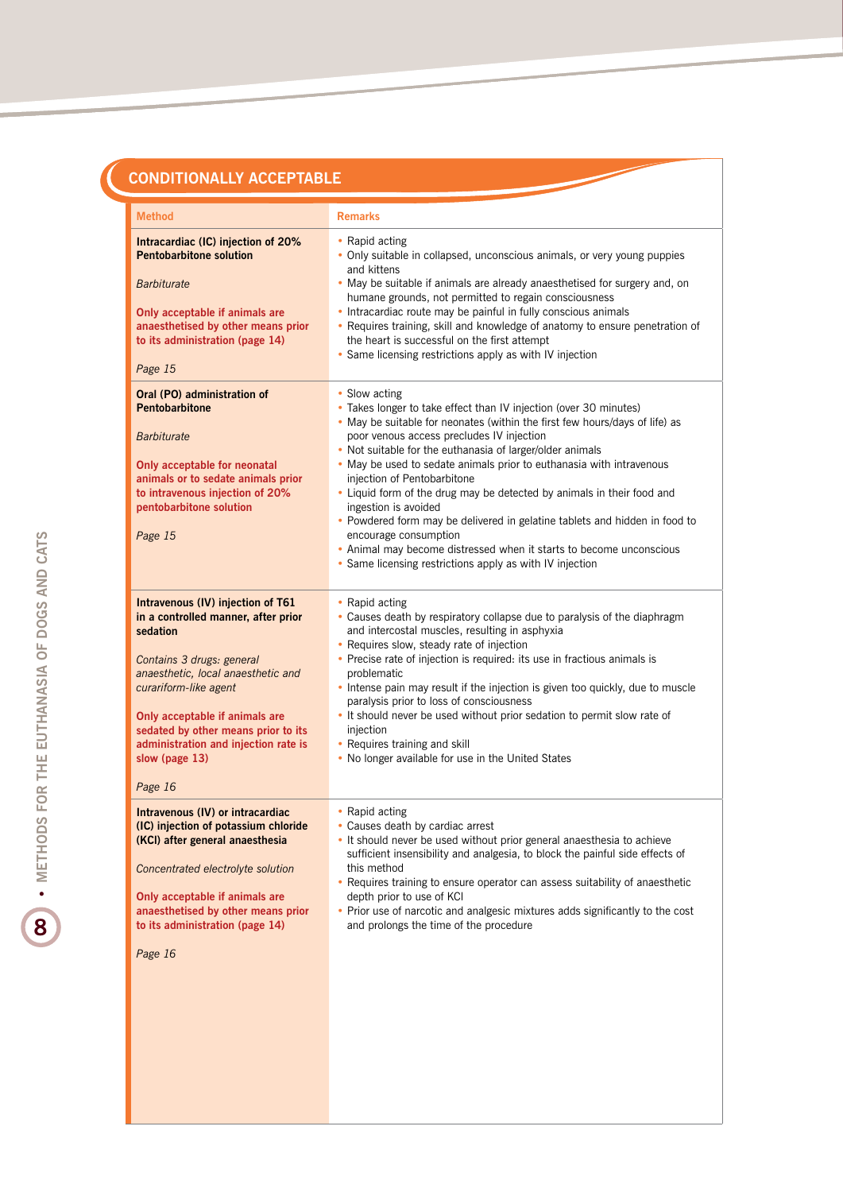## CONDITIONALLY ACCEPTABLE

| Method | Remarks |
|---|---|
| **Intracardiac (IC) injection of 20% Pentobarbitone solution**<br><br>*Barbiturate*<br><br>**Only acceptable if animals are anaesthetised by other means prior to its administration (page 14)**<br><br>*Page 15* | • Rapid acting<br>• Only suitable in collapsed, unconscious animals, or very young puppies and kittens<br>• May be suitable if animals are already anaesthetised for surgery and, on humane grounds, not permitted to regain consciousness<br>• Intracardiac route may be painful in fully conscious animals<br>• Requires training, skill and knowledge of anatomy to ensure penetration of the heart is successful on the first attempt<br>• Same licensing restrictions apply as with IV injection |
| **Oral (PO) administration of Pentobarbitone**<br><br>*Barbiturate*<br><br>**Only acceptable for neonatal animals or to sedate animals prior to intravenous injection of 20% pentobarbitone solution**<br><br>*Page 15* | • Slow acting<br>• Takes longer to take effect than IV injection (over 30 minutes)<br>• May be suitable for neonates (within the first few hours/days of life) as poor venous access precludes IV injection<br>• Not suitable for the euthanasia of larger/older animals<br>• May be used to sedate animals prior to euthanasia with intravenous injection of Pentobarbitone<br>• Liquid form of the drug may be detected by animals in their food and ingestion is avoided<br>• Powdered form may be delivered in gelatine tablets and hidden in food to encourage consumption<br>• Animal may become distressed when it starts to become unconscious<br>• Same licensing restrictions apply as with IV injection |
| **Intravenous (IV) injection of T61 in a controlled manner, after prior sedation**<br><br>*Contains 3 drugs: general anaesthetic, local anaesthetic and curariform-like agent*<br><br>**Only acceptable if animals are sedated by other means prior to its administration and injection rate is slow (page 13)**<br><br>*Page 16* | • Rapid acting<br>• Causes death by respiratory collapse due to paralysis of the diaphragm and intercostal muscles, resulting in asphyxia<br>• Requires slow, steady rate of injection<br>• Precise rate of injection is required: its use in fractious animals is problematic<br>• Intense pain may result if the injection is given too quickly, due to muscle paralysis prior to loss of consciousness<br>• It should never be used without prior sedation to permit slow rate of injection<br>• Requires training and skill<br>• No longer available for use in the United States |
| **Intravenous (IV) or intracardiac (IC) injection of potassium chloride (KCl) after general anaesthesia**<br><br>*Concentrated electrolyte solution*<br><br>**Only acceptable if animals are anaesthetised by other means prior to its administration (page 14)**<br><br>*Page 16* | • Rapid acting<br>• Causes death by cardiac arrest<br>• It should never be used without prior general anaesthesia to achieve sufficient insensibility and analgesia, to block the painful side effects of this method<br>• Requires training to ensure operator can assess suitability of anaesthetic depth prior to use of KCl<br>• Prior use of narcotic and analgesic mixtures adds significantly to the cost and prolongs the time of the procedure |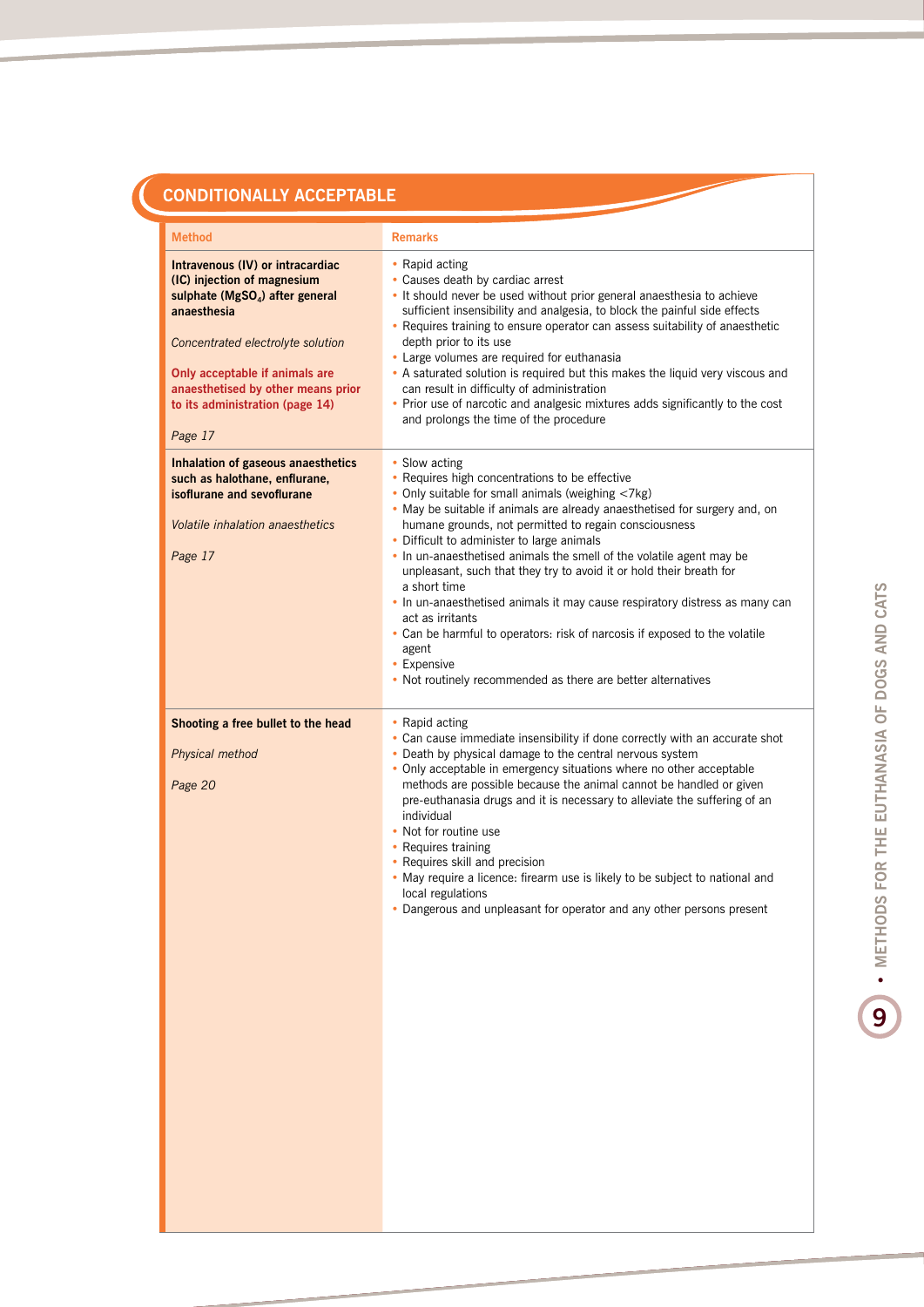## CONDITIONALLY ACCEPTABLE

| Method | Remarks |
|---|---|
| **Intravenous (IV) or intracardiac (IC) injection of magnesium sulphate ($MgSO_4$) after general anaesthesia**<br><br>*Concentrated electrolyte solution*<br><br>**Only acceptable if animals are anaesthetised by other means prior to its administration (page 14)**<br><br>*Page 17* | • Rapid acting<br>• Causes death by cardiac arrest<br>• It should never be used without prior general anaesthesia to achieve sufficient insensibility and analgesia, to block the painful side effects<br>• Requires training to ensure operator can assess suitability of anaesthetic depth prior to its use<br>• Large volumes are required for euthanasia<br>• A saturated solution is required but this makes the liquid very viscous and can result in difficulty of administration<br>• Prior use of narcotic and analgesic mixtures adds significantly to the cost and prolongs the time of the procedure |
| **Inhalation of gaseous anaesthetics such as halothane, enflurane, isoflurane and sevoflurane**<br><br>*Volatile inhalation anaesthetics*<br><br>*Page 17* | • Slow acting<br>• Requires high concentrations to be effective<br>• Only suitable for small animals (weighing <7kg)<br>• May be suitable if animals are already anaesthetised for surgery and, on humane grounds, not permitted to regain consciousness<br>• Difficult to administer to large animals<br>• In un-anaesthetised animals the smell of the volatile agent may be unpleasant, such that they try to avoid it or hold their breath for a short time<br>• In un-anaesthetised animals it may cause respiratory distress as many can act as irritants<br>• Can be harmful to operators: risk of narcosis if exposed to the volatile agent<br>• Expensive<br>• Not routinely recommended as there are better alternatives |
| **Shooting a free bullet to the head**<br><br>*Physical method*<br><br>*Page 20* | • Rapid acting<br>• Can cause immediate insensibility if done correctly with an accurate shot<br>• Death by physical damage to the central nervous system<br>• Only acceptable in emergency situations where no other acceptable methods are possible because the animal cannot be handled or given pre-euthanasia drugs and it is necessary to alleviate the suffering of an individual<br>• Not for routine use<br>• Requires training<br>• Requires skill and precision<br>• May require a licence: firearm use is likely to be subject to national and local regulations<br>• Dangerous and unpleasant for operator and any other persons present |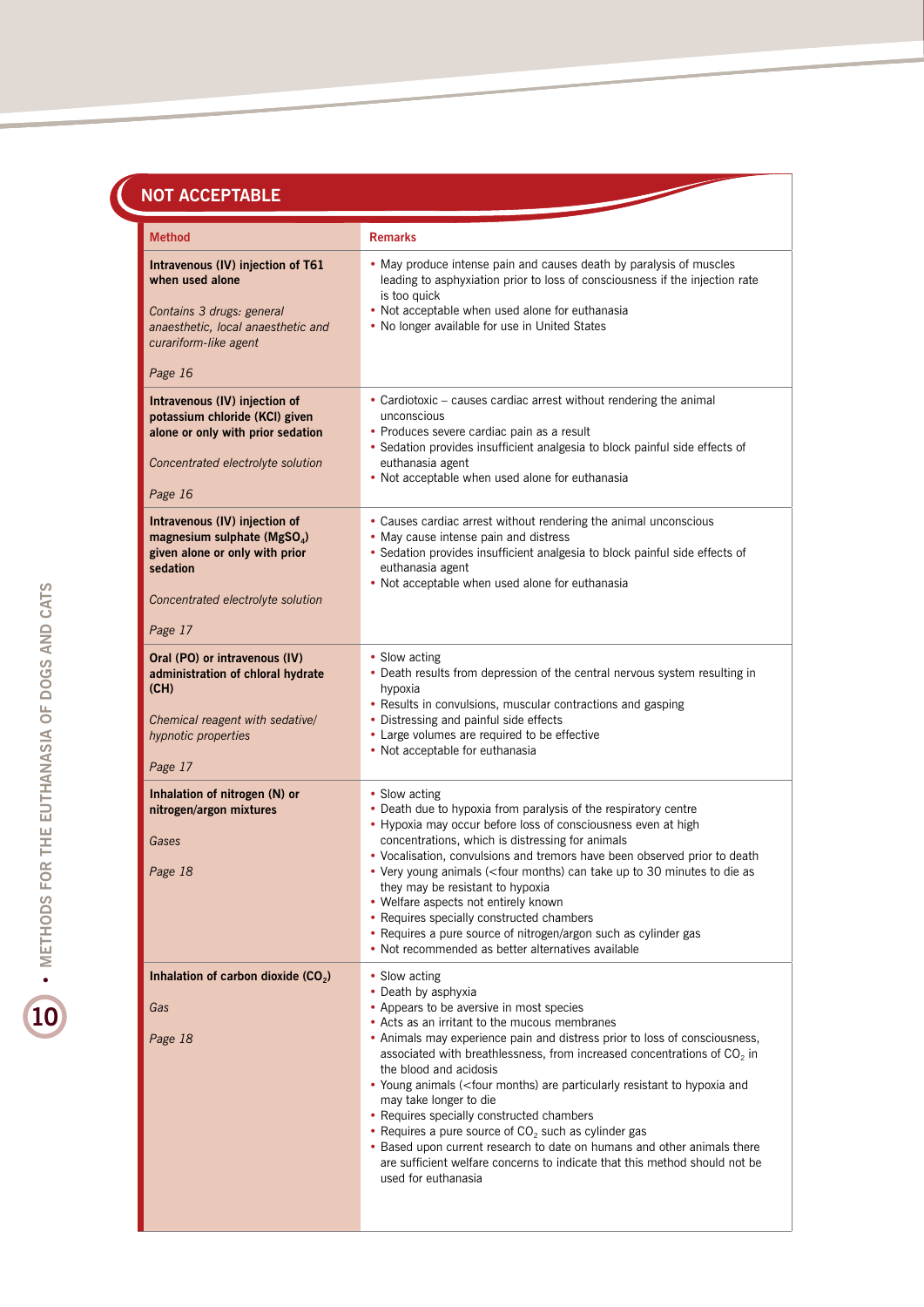## NOT ACCEPTABLE

| Method | Remarks |
|---|---|
| **Intravenous (IV) injection of T61 when used alone**<br><br>*Contains 3 drugs: general anaesthetic, local anaesthetic and curariform-like agent*<br><br>*Page 16* | • May produce intense pain and causes death by paralysis of muscles leading to asphyxiation prior to loss of consciousness if the injection rate is too quick<br>• Not acceptable when used alone for euthanasia<br>• No longer available for use in United States |
| **Intravenous (IV) injection of potassium chloride (KCl) given alone or only with prior sedation**<br><br>*Concentrated electrolyte solution*<br><br>*Page 16* | • Cardiotoxic – causes cardiac arrest without rendering the animal unconscious<br>• Produces severe cardiac pain as a result<br>• Sedation provides insufficient analgesia to block painful side effects of euthanasia agent<br>• Not acceptable when used alone for euthanasia |
| **Intravenous (IV) injection of magnesium sulphate ($MgSO_4$) given alone or only with prior sedation**<br><br>*Concentrated electrolyte solution*<br><br>*Page 17* | • Causes cardiac arrest without rendering the animal unconscious<br>• May cause intense pain and distress<br>• Sedation provides insufficient analgesia to block painful side effects of euthanasia agent<br>• Not acceptable when used alone for euthanasia |
| **Oral (PO) or intravenous (IV) administration of chloral hydrate (CH)**<br><br>*Chemical reagent with sedative/hypnotic properties*<br><br>*Page 17* | • Slow acting<br>• Death results from depression of the central nervous system resulting in hypoxia<br>• Results in convulsions, muscular contractions and gasping<br>• Distressing and painful side effects<br>• Large volumes are required to be effective<br>• Not acceptable for euthanasia |
| **Inhalation of nitrogen (N) or nitrogen/argon mixtures**<br><br>*Gases*<br><br>*Page 18* | • Slow acting<br>• Death due to hypoxia from paralysis of the respiratory centre<br>• Hypoxia may occur before loss of consciousness even at high concentrations, which is distressing for animals<br>• Vocalisation, convulsions and tremors have been observed prior to death<br>• Very young animals (<four months) can take up to 30 minutes to die as they may be resistant to hypoxia<br>• Welfare aspects not entirely known<br>• Requires specially constructed chambers<br>• Requires a pure source of nitrogen/argon such as cylinder gas<br>• Not recommended as better alternatives available |
| **Inhalation of carbon dioxide ($CO_2$)**<br><br>*Gas*<br><br>*Page 18* | • Slow acting<br>• Death by asphyxia<br>• Appears to be aversive in most species<br>• Acts as an irritant to the mucous membranes<br>• Animals may experience pain and distress prior to loss of consciousness, associated with breathlessness, from increased concentrations of $CO_2$ in the blood and acidosis<br>• Young animals (<four months) are particularly resistant to hypoxia and may take longer to die<br>• Requires specially constructed chambers<br>• Requires a pure source of $CO_2$ such as cylinder gas<br>• Based upon current research to date on humans and other animals there are sufficient welfare concerns to indicate that this method should not be used for euthanasia |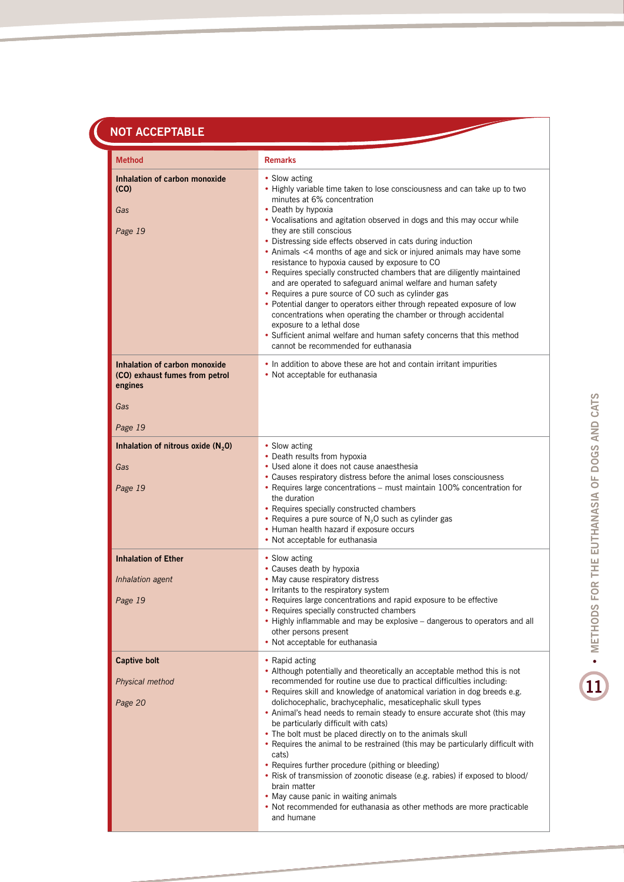## NOT ACCEPTABLE

| Method | Remarks |
|---|---|
| **Inhalation of carbon monoxide (CO)**<br><br>*Gas*<br><br>*Page 19* | • Slow acting<br>• Highly variable time taken to lose consciousness and can take up to two minutes at 6% concentration<br>• Death by hypoxia<br>• Vocalisations and agitation observed in dogs and this may occur while they are still conscious<br>• Distressing side effects observed in cats during induction<br>• Animals <4 months of age and sick or injured animals may have some resistance to hypoxia caused by exposure to CO<br>• Requires specially constructed chambers that are diligently maintained and are operated to safeguard animal welfare and human safety<br>• Requires a pure source of CO such as cylinder gas<br>• Potential danger to operators either through repeated exposure of low concentrations when operating the chamber or through accidental exposure to a lethal dose<br>• Sufficient animal welfare and human safety concerns that this method cannot be recommended for euthanasia |
| **Inhalation of carbon monoxide (CO) exhaust fumes from petrol engines**<br><br>*Gas*<br><br>*Page 19* | • In addition to above these are hot and contain irritant impurities<br>• Not acceptable for euthanasia |
| **Inhalation of nitrous oxide ($N_2O$)**<br><br>*Gas*<br><br>*Page 19* | • Slow acting<br>• Death results from hypoxia<br>• Used alone it does not cause anaesthesia<br>• Causes respiratory distress before the animal loses consciousness<br>• Requires large concentrations – must maintain 100% concentration for the duration<br>• Requires specially constructed chambers<br>• Requires a pure source of $N_2O$ such as cylinder gas<br>• Human health hazard if exposure occurs<br>• Not acceptable for euthanasia |
| **Inhalation of Ether**<br><br>*Inhalation agent*<br><br>*Page 19* | • Slow acting<br>• Causes death by hypoxia<br>• May cause respiratory distress<br>• Irritants to the respiratory system<br>• Requires large concentrations and rapid exposure to be effective<br>• Requires specially constructed chambers<br>• Highly inflammable and may be explosive – dangerous to operators and all other persons present<br>• Not acceptable for euthanasia |
| **Captive bolt**<br><br>*Physical method*<br><br>*Page 20* | • Rapid acting<br>• Although potentially and theoretically an acceptable method this is not recommended for routine use due to practical difficulties including:<br>• Requires skill and knowledge of anatomical variation in dog breeds e.g. dolichocephalic, brachycephalic, mesaticephalic skull types<br>• Animal's head needs to remain steady to ensure accurate shot (this may be particularly difficult with cats)<br>• The bolt must be placed directly on to the animals skull<br>• Requires the animal to be restrained (this may be particularly difficult with cats)<br>• Requires further procedure (pithing or bleeding)<br>• Risk of transmission of zoonotic disease (e.g. rabies) if exposed to blood/brain matter<br>• May cause panic in waiting animals<br>• Not recommended for euthanasia as other methods are more practicable and humane |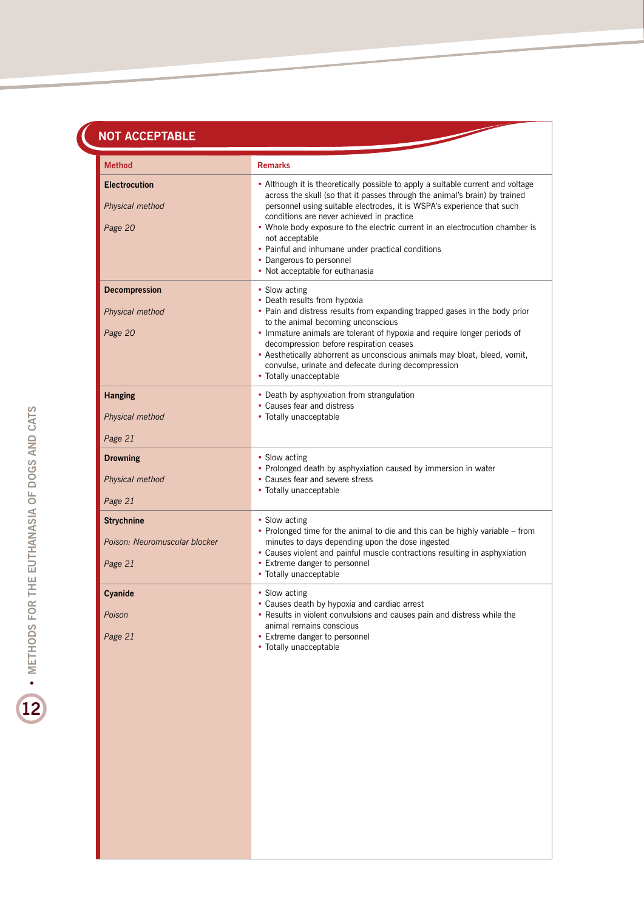## NOT ACCEPTABLE

| Method | Remarks |
|---|---|
| **Electrocution**<br><br>*Physical method*<br><br>*Page 20* | • Although it is theoretically possible to apply a suitable current and voltage across the skull (so that it passes through the animal's brain) by trained personnel using suitable electrodes, it is WSPA's experience that such conditions are never achieved in practice<br>• Whole body exposure to the electric current in an electrocution chamber is not acceptable<br>• Painful and inhumane under practical conditions<br>• Dangerous to personnel<br>• Not acceptable for euthanasia |
| **Decompression**<br><br>*Physical method*<br><br>*Page 20* | • Slow acting<br>• Death results from hypoxia<br>• Pain and distress results from expanding trapped gases in the body prior to the animal becoming unconscious<br>• Immature animals are tolerant of hypoxia and require longer periods of decompression before respiration ceases<br>• Aesthetically abhorrent as unconscious animals may bloat, bleed, vomit, convulse, urinate and defecate during decompression<br>• Totally unacceptable |
| **Hanging**<br><br>*Physical method*<br><br>*Page 21* | • Death by asphyxiation from strangulation<br>• Causes fear and distress<br>• Totally unacceptable |
| **Drowning**<br><br>*Physical method*<br><br>*Page 21* | • Slow acting<br>• Prolonged death by asphyxiation caused by immersion in water<br>• Causes fear and severe stress<br>• Totally unacceptable |
| **Strychnine**<br><br>*Poison: Neuromuscular blocker*<br><br>*Page 21* | • Slow acting<br>• Prolonged time for the animal to die and this can be highly variable – from minutes to days depending upon the dose ingested<br>• Causes violent and painful muscle contractions resulting in asphyxiation<br>• Extreme danger to personnel<br>• Totally unacceptable |
| **Cyanide**<br><br>*Poison*<br><br>*Page 21* | • Slow acting<br>• Causes death by hypoxia and cardiac arrest<br>• Results in violent convulsions and causes pain and distress while the animal remains conscious<br>• Extreme danger to personnel<br>• Totally unacceptable |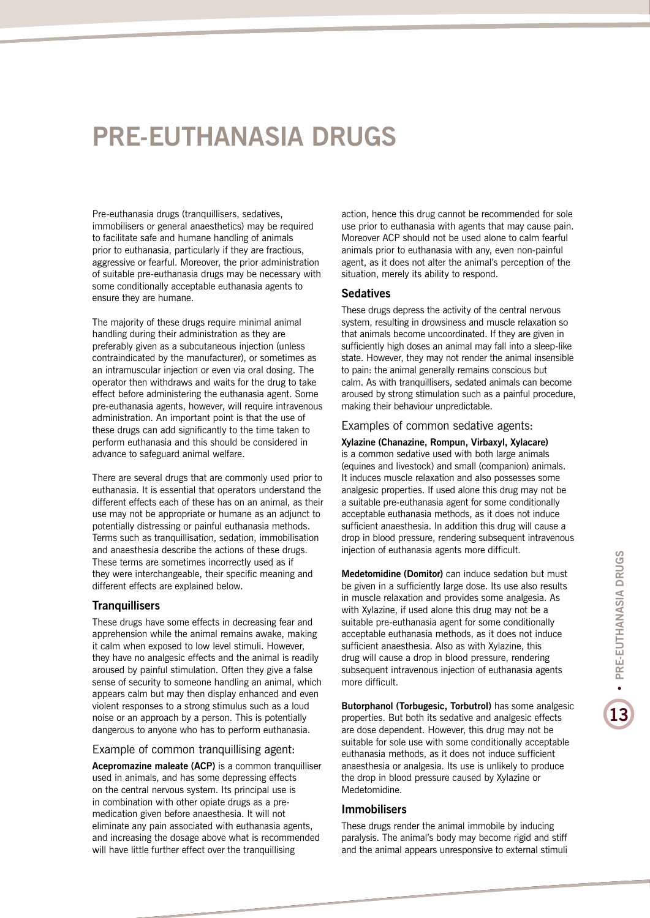# PRE-EUTHANASIA DRUGS

Pre-euthanasia drugs (tranquillisers, sedatives, immobilisers or general anaesthetics) may be required to facilitate safe and humane handling of animals prior to euthanasia, particularly if they are fractious, aggressive or fearful. Moreover, the prior administration of suitable pre-euthanasia drugs may be necessary with some conditionally acceptable euthanasia agents to ensure they are humane.

The majority of these drugs require minimal animal handling during their administration as they are preferably given as a subcutaneous injection (unless contraindicated by the manufacturer), or sometimes as an intramuscular injection or even via oral dosing. The operator then withdraws and waits for the drug to take effect before administering the euthanasia agent. Some pre-euthanasia agents, however, will require intravenous administration. An important point is that the use of these drugs can add significantly to the time taken to perform euthanasia and this should be considered in advance to safeguard animal welfare.

There are several drugs that are commonly used prior to euthanasia. It is essential that operators understand the different effects each of these has on an animal, as their use may not be appropriate or humane as an adjunct to potentially distressing or painful euthanasia methods. Terms such as tranquillisation, sedation, immobilisation and anaesthesia describe the actions of these drugs. These terms are sometimes incorrectly used as if they were interchangeable, their specific meaning and different effects are explained below.

## Tranquillisers

These drugs have some effects in decreasing fear and apprehension while the animal remains awake, making it calm when exposed to low level stimuli. However, they have no analgesic effects and the animal is readily aroused by painful stimulation. Often they give a false sense of security to someone handling an animal, which appears calm but may then display enhanced and even violent responses to a strong stimulus such as a loud noise or an approach by a person. This is potentially dangerous to anyone who has to perform euthanasia.

### Example of common tranquillising agent:

**Acepromazine maleate (ACP)** is a common tranquilliser used in animals, and has some depressing effects on the central nervous system. Its principal use is in combination with other opiate drugs as a pre-medication given before anaesthesia. It will not eliminate any pain associated with euthanasia agents, and increasing the dosage above what is recommended will have little further effect over the tranquillising action, hence this drug cannot be recommended for sole use prior to euthanasia with agents that may cause pain. Moreover ACP should not be used alone to calm fearful animals prior to euthanasia with any, even non-painful agent, as it does not alter the animal's perception of the situation, merely its ability to respond.

## Sedatives

These drugs depress the activity of the central nervous system, resulting in drowsiness and muscle relaxation so that animals become uncoordinated. If they are given in sufficiently high doses an animal may fall into a sleep-like state. However, they may not render the animal insensible to pain: the animal generally remains conscious but calm. As with tranquillisers, sedated animals can become aroused by strong stimulation such as a painful procedure, making their behaviour unpredictable.

### Examples of common sedative agents:

**Xylazine (Chanazine, Rompun, Virbaxyl, Xylacare)** is a common sedative used with both large animals (equines and livestock) and small (companion) animals. It induces muscle relaxation and also possesses some analgesic properties. If used alone this drug may not be a suitable pre-euthanasia agent for some conditionally acceptable euthanasia methods, as it does not induce sufficient anaesthesia. In addition this drug will cause a drop in blood pressure, rendering subsequent intravenous injection of euthanasia agents more difficult.

**Medetomidine (Domitor)** can induce sedation but must be given in a sufficiently large dose. Its use also results in muscle relaxation and provides some analgesia. As with Xylazine, if used alone this drug may not be a suitable pre-euthanasia agent for some conditionally acceptable euthanasia methods, as it does not induce sufficient anaesthesia. Also as with Xylazine, this drug will cause a drop in blood pressure, rendering subsequent intravenous injection of euthanasia agents more difficult.

**Butorphanol (Torbugesic, Torbutrol)** has some analgesic properties. But both its sedative and analgesic effects are dose dependent. However, this drug may not be suitable for sole use with some conditionally acceptable euthanasia methods, as it does not induce sufficient anaesthesia or analgesia. Its use is unlikely to produce the drop in blood pressure caused by Xylazine or Medetomidine.

## Immobilisers

These drugs render the animal immobile by inducing paralysis. The animal's body may become rigid and stiff and the animal appears unresponsive to external stimuli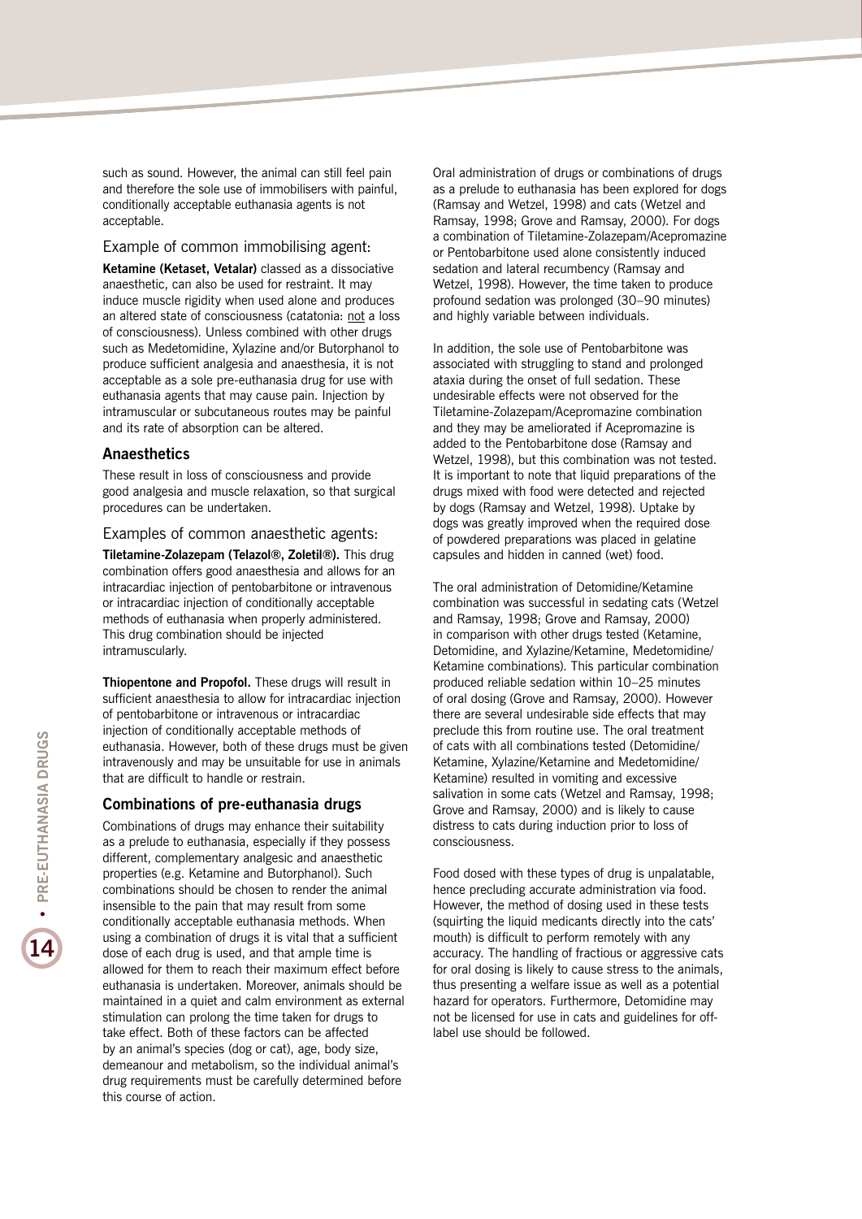such as sound. However, the animal can still feel pain and therefore the sole use of immobilisers with painful, conditionally acceptable euthanasia agents is not acceptable.

### Example of common immobilising agent:

**Ketamine (Ketaset, Vetalar)** classed as a dissociative anaesthetic, can also be used for restraint. It may induce muscle rigidity when used alone and produces an altered state of consciousness (catatonia: not a loss of consciousness). Unless combined with other drugs such as Medetomidine, Xylazine and/or Butorphanol to produce sufficient analgesia and anaesthesia, it is not acceptable as a sole pre-euthanasia drug for use with euthanasia agents that may cause pain. Injection by intramuscular or subcutaneous routes may be painful and its rate of absorption can be altered.

## Anaesthetics

These result in loss of consciousness and provide good analgesia and muscle relaxation, so that surgical procedures can be undertaken.

### Examples of common anaesthetic agents:

**Tiletamine-Zolazepam (Telazol®, Zoletil®).** This drug combination offers good anaesthesia and allows for an intracardiac injection of pentobarbitone or intravenous or intracardiac injection of conditionally acceptable methods of euthanasia when properly administered. This drug combination should be injected intramuscularly.

**Thiopentone and Propofol.** These drugs will result in sufficient anaesthesia to allow for intracardiac injection of pentobarbitone or intravenous or intracardiac injection of conditionally acceptable methods of euthanasia. However, both of these drugs must be given intravenously and may be unsuitable for use in animals that are difficult to handle or restrain.

## Combinations of pre-euthanasia drugs

Combinations of drugs may enhance their suitability as a prelude to euthanasia, especially if they possess different, complementary analgesic and anaesthetic properties (e.g. Ketamine and Butorphanol). Such combinations should be chosen to render the animal insensible to the pain that may result from some conditionally acceptable euthanasia methods. When using a combination of drugs it is vital that a sufficient dose of each drug is used, and that ample time is allowed for them to reach their maximum effect before euthanasia is undertaken. Moreover, animals should be maintained in a quiet and calm environment as external stimulation can prolong the time taken for drugs to take effect. Both of these factors can be affected by an animal's species (dog or cat), age, body size, demeanour and metabolism, so the individual animal's drug requirements must be carefully determined before this course of action.

Oral administration of drugs or combinations of drugs as a prelude to euthanasia has been explored for dogs (Ramsay and Wetzel, 1998) and cats (Wetzel and Ramsay, 1998; Grove and Ramsay, 2000). For dogs a combination of Tiletamine-Zolazepam/Acepromazine or Pentobarbitone used alone consistently induced sedation and lateral recumbency (Ramsay and Wetzel, 1998). However, the time taken to produce profound sedation was prolonged (30–90 minutes) and highly variable between individuals.

In addition, the sole use of Pentobarbitone was associated with struggling to stand and prolonged ataxia during the onset of full sedation. These undesirable effects were not observed for the Tiletamine-Zolazepam/Acepromazine combination and they may be ameliorated if Acepromazine is added to the Pentobarbitone dose (Ramsay and Wetzel, 1998), but this combination was not tested. It is important to note that liquid preparations of the drugs mixed with food were detected and rejected by dogs (Ramsay and Wetzel, 1998). Uptake by dogs was greatly improved when the required dose of powdered preparations was placed in gelatine capsules and hidden in canned (wet) food.

The oral administration of Detomidine/Ketamine combination was successful in sedating cats (Wetzel and Ramsay, 1998; Grove and Ramsay, 2000) in comparison with other drugs tested (Ketamine, Detomidine, and Xylazine/Ketamine, Medetomidine/Ketamine combinations). This particular combination produced reliable sedation within 10–25 minutes of oral dosing (Grove and Ramsay, 2000). However there are several undesirable side effects that may preclude this from routine use. The oral treatment of cats with all combinations tested (Detomidine/Ketamine, Xylazine/Ketamine and Medetomidine/Ketamine) resulted in vomiting and excessive salivation in some cats (Wetzel and Ramsay, 1998; Grove and Ramsay, 2000) and is likely to cause distress to cats during induction prior to loss of consciousness.

Food dosed with these types of drug is unpalatable, hence precluding accurate administration via food. However, the method of dosing used in these tests (squirting the liquid medicants directly into the cats' mouth) is difficult to perform remotely with any accuracy. The handling of fractious or aggressive cats for oral dosing is likely to cause stress to the animals, thus presenting a welfare issue as well as a potential hazard for operators. Furthermore, Detomidine may not be licensed for use in cats and guidelines for off-label use should be followed.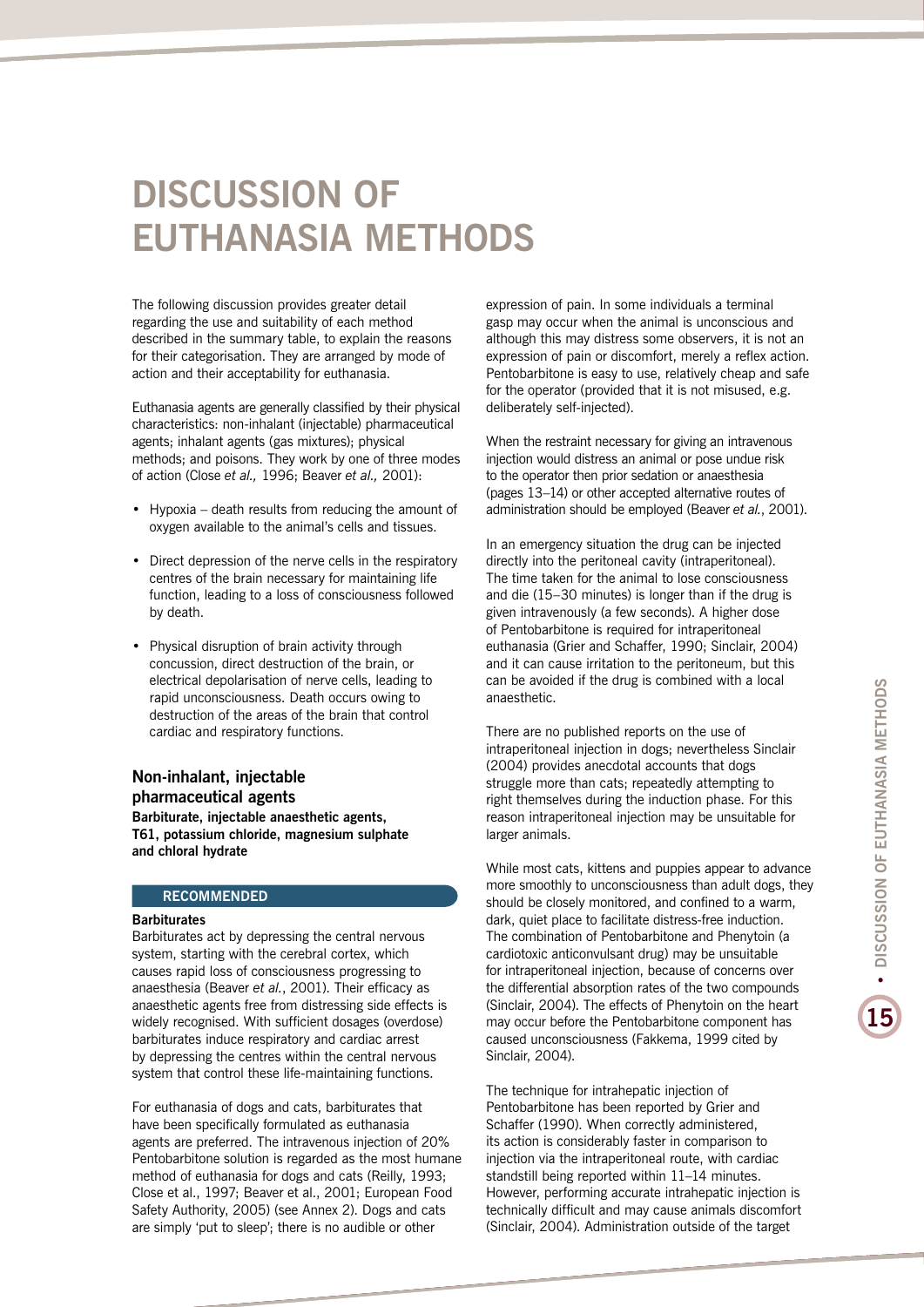# DISCUSSION OF EUTHANASIA METHODS

The following discussion provides greater detail regarding the use and suitability of each method described in the summary table, to explain the reasons for their categorisation. They are arranged by mode of action and their acceptability for euthanasia.

Euthanasia agents are generally classified by their physical characteristics: non-inhalant (injectable) pharmaceutical agents; inhalant agents (gas mixtures); physical methods; and poisons. They work by one of three modes of action (Close *et al.,* 1996; Beaver *et al.,* 2001):

- Hypoxia – death results from reducing the amount of oxygen available to the animal's cells and tissues.
- Direct depression of the nerve cells in the respiratory centres of the brain necessary for maintaining life function, leading to a loss of consciousness followed by death.
- Physical disruption of brain activity through concussion, direct destruction of the brain, or electrical depolarisation of nerve cells, leading to rapid unconsciousness. Death occurs owing to destruction of the areas of the brain that control cardiac and respiratory functions.

## Non-inhalant, injectable pharmaceutical agents

**Barbiturate, injectable anaesthetic agents, T61, potassium chloride, magnesium sulphate and chloral hydrate**

### RECOMMENDED

**Barbiturates**

Barbiturates act by depressing the central nervous system, starting with the cerebral cortex, which causes rapid loss of consciousness progressing to anaesthesia (Beaver *et al.*, 2001). Their efficacy as anaesthetic agents free from distressing side effects is widely recognised. With sufficient dosages (overdose) barbiturates induce respiratory and cardiac arrest by depressing the centres within the central nervous system that control these life-maintaining functions.

For euthanasia of dogs and cats, barbiturates that have been specifically formulated as euthanasia agents are preferred. The intravenous injection of 20% Pentobarbitone solution is regarded as the most humane method of euthanasia for dogs and cats (Reilly, 1993; Close et al., 1997; Beaver et al., 2001; European Food Safety Authority, 2005) (see Annex 2). Dogs and cats are simply 'put to sleep'; there is no audible or other expression of pain. In some individuals a terminal gasp may occur when the animal is unconscious and although this may distress some observers, it is not an expression of pain or discomfort, merely a reflex action. Pentobarbitone is easy to use, relatively cheap and safe for the operator (provided that it is not misused, e.g. deliberately self-injected).

When the restraint necessary for giving an intravenous injection would distress an animal or pose undue risk to the operator then prior sedation or anaesthesia (pages 13–14) or other accepted alternative routes of administration should be employed (Beaver *et al.*, 2001).

In an emergency situation the drug can be injected directly into the peritoneal cavity (intraperitoneal). The time taken for the animal to lose consciousness and die (15–30 minutes) is longer than if the drug is given intravenously (a few seconds). A higher dose of Pentobarbitone is required for intraperitoneal euthanasia (Grier and Schaffer, 1990; Sinclair, 2004) and it can cause irritation to the peritoneum, but this can be avoided if the drug is combined with a local anaesthetic.

There are no published reports on the use of intraperitoneal injection in dogs; nevertheless Sinclair (2004) provides anecdotal accounts that dogs struggle more than cats; repeatedly attempting to right themselves during the induction phase. For this reason intraperitoneal injection may be unsuitable for larger animals.

While most cats, kittens and puppies appear to advance more smoothly to unconsciousness than adult dogs, they should be closely monitored, and confined to a warm, dark, quiet place to facilitate distress-free induction. The combination of Pentobarbitone and Phenytoin (a cardiotoxic anticonvulsant drug) may be unsuitable for intraperitoneal injection, because of concerns over the differential absorption rates of the two compounds (Sinclair, 2004). The effects of Phenytoin on the heart may occur before the Pentobarbitone component has caused unconsciousness (Fakkema, 1999 cited by Sinclair, 2004).

The technique for intrahepatic injection of Pentobarbitone has been reported by Grier and Schaffer (1990). When correctly administered, its action is considerably faster in comparison to injection via the intraperitoneal route, with cardiac standstill being reported within 11–14 minutes. However, performing accurate intrahepatic injection is technically difficult and may cause animals discomfort (Sinclair, 2004). Administration outside of the target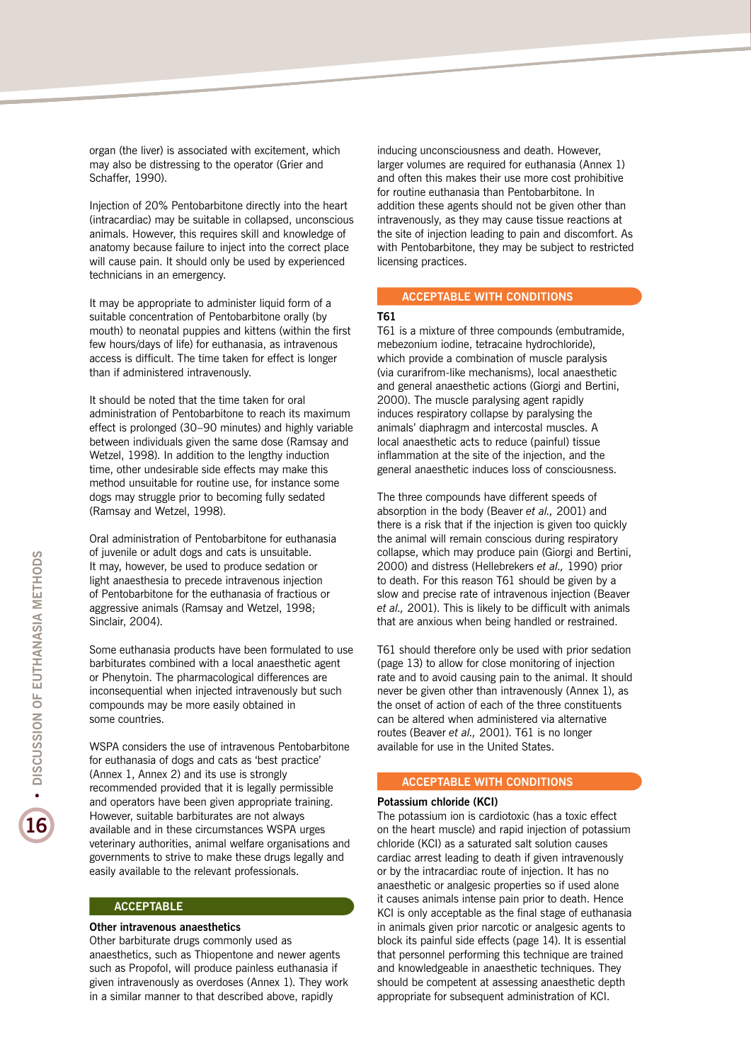organ (the liver) is associated with excitement, which may also be distressing to the operator (Grier and Schaffer, 1990).

Injection of 20% Pentobarbitone directly into the heart (intracardiac) may be suitable in collapsed, unconscious animals. However, this requires skill and knowledge of anatomy because failure to inject into the correct place will cause pain. It should only be used by experienced technicians in an emergency.

It may be appropriate to administer liquid form of a suitable concentration of Pentobarbitone orally (by mouth) to neonatal puppies and kittens (within the first few hours/days of life) for euthanasia, as intravenous access is difficult. The time taken for effect is longer than if administered intravenously.

It should be noted that the time taken for oral administration of Pentobarbitone to reach its maximum effect is prolonged (30–90 minutes) and highly variable between individuals given the same dose (Ramsay and Wetzel, 1998). In addition to the lengthy induction time, other undesirable side effects may make this method unsuitable for routine use, for instance some dogs may struggle prior to becoming fully sedated (Ramsay and Wetzel, 1998).

Oral administration of Pentobarbitone for euthanasia of juvenile or adult dogs and cats is unsuitable. It may, however, be used to produce sedation or light anaesthesia to precede intravenous injection of Pentobarbitone for the euthanasia of fractious or aggressive animals (Ramsay and Wetzel, 1998; Sinclair, 2004).

Some euthanasia products have been formulated to use barbiturates combined with a local anaesthetic agent or Phenytoin. The pharmacological differences are inconsequential when injected intravenously but such compounds may be more easily obtained in some countries.

WSPA considers the use of intravenous Pentobarbitone for euthanasia of dogs and cats as 'best practice' (Annex 1, Annex 2) and its use is strongly recommended provided that it is legally permissible and operators have been given appropriate training. However, suitable barbiturates are not always available and in these circumstances WSPA urges veterinary authorities, animal welfare organisations and governments to strive to make these drugs legally and easily available to the relevant professionals.

**ACCEPTABLE**

**Other intravenous anaesthetics**

Other barbiturate drugs commonly used as anaesthetics, such as Thiopentone and newer agents such as Propofol, will produce painless euthanasia if given intravenously as overdoses (Annex 1). They work in a similar manner to that described above, rapidly inducing unconsciousness and death. However, larger volumes are required for euthanasia (Annex 1) and often this makes their use more cost prohibitive for routine euthanasia than Pentobarbitone. In addition these agents should not be given other than intravenously, as they may cause tissue reactions at the site of injection leading to pain and discomfort. As with Pentobarbitone, they may be subject to restricted licensing practices.

**ACCEPTABLE WITH CONDITIONS**

**T61**

T61 is a mixture of three compounds (embutramide, mebezonium iodine, tetracaine hydrochloride), which provide a combination of muscle paralysis (via curarifrom-like mechanisms), local anaesthetic and general anaesthetic actions (Giorgi and Bertini, 2000). The muscle paralysing agent rapidly induces respiratory collapse by paralysing the animals' diaphragm and intercostal muscles. A local anaesthetic acts to reduce (painful) tissue inflammation at the site of the injection, and the general anaesthetic induces loss of consciousness.

The three compounds have different speeds of absorption in the body (Beaver *et al.,* 2001) and there is a risk that if the injection is given too quickly the animal will remain conscious during respiratory collapse, which may produce pain (Giorgi and Bertini, 2000) and distress (Hellebrekers *et al.,* 1990) prior to death. For this reason T61 should be given by a slow and precise rate of intravenous injection (Beaver *et al.,* 2001). This is likely to be difficult with animals that are anxious when being handled or restrained.

T61 should therefore only be used with prior sedation (page 13) to allow for close monitoring of injection rate and to avoid causing pain to the animal. It should never be given other than intravenously (Annex 1), as the onset of action of each of the three constituents can be altered when administered via alternative routes (Beaver *et al.,* 2001). T61 is no longer available for use in the United States.

**ACCEPTABLE WITH CONDITIONS**

**Potassium chloride (KCl)**

The potassium ion is cardiotoxic (has a toxic effect on the heart muscle) and rapid injection of potassium chloride (KCl) as a saturated salt solution causes cardiac arrest leading to death if given intravenously or by the intracardiac route of injection. It has no anaesthetic or analgesic properties so if used alone it causes animals intense pain prior to death. Hence KCl is only acceptable as the final stage of euthanasia in animals given prior narcotic or analgesic agents to block its painful side effects (page 14). It is essential that personnel performing this technique are trained and knowledgeable in anaesthetic techniques. They should be competent at assessing anaesthetic depth appropriate for subsequent administration of KCl.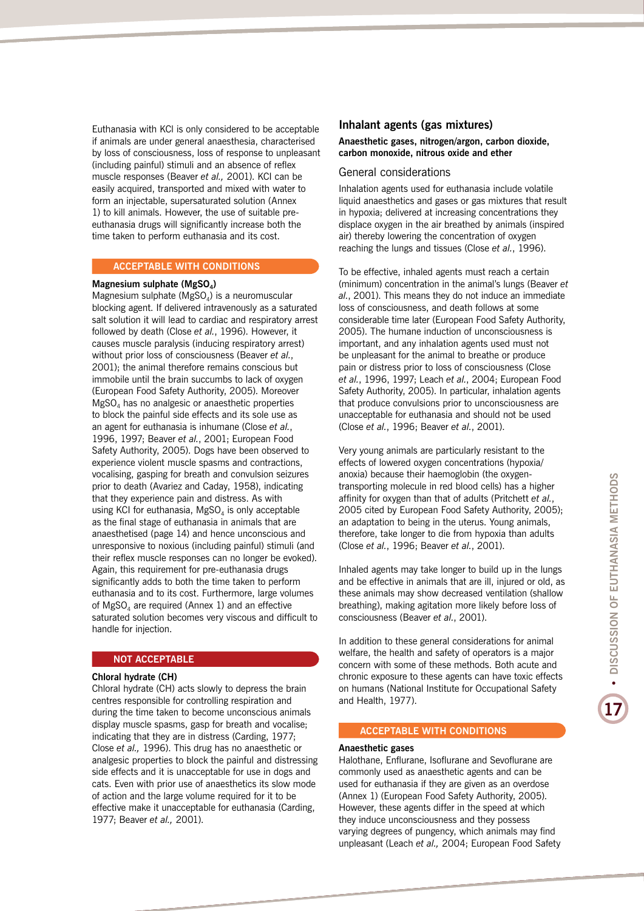Euthanasia with KCl is only considered to be acceptable if animals are under general anaesthesia, characterised by loss of consciousness, loss of response to unpleasant (including painful) stimuli and an absence of reflex muscle responses (Beaver *et al.,* 2001). KCl can be easily acquired, transported and mixed with water to form an injectable, supersaturated solution (Annex 1) to kill animals. However, the use of suitable pre-euthanasia drugs will significantly increase both the time taken to perform euthanasia and its cost.

**ACCEPTABLE WITH CONDITIONS**

**Magnesium sulphate ($MgSO_4$)**

Magnesium sulphate ($MgSO_4$) is a neuromuscular blocking agent. If delivered intravenously as a saturated salt solution it will lead to cardiac and respiratory arrest followed by death (Close *et al.*, 1996). However, it causes muscle paralysis (inducing respiratory arrest) without prior loss of consciousness (Beaver *et al.*, 2001); the animal therefore remains conscious but immobile until the brain succumbs to lack of oxygen (European Food Safety Authority, 2005). Moreover $MgSO_4$ has no analgesic or anaesthetic properties to block the painful side effects and its sole use as an agent for euthanasia is inhumane (Close *et al.*, 1996, 1997; Beaver *et al.*, 2001; European Food Safety Authority, 2005). Dogs have been observed to experience violent muscle spasms and contractions, vocalising, gasping for breath and convulsion seizures prior to death (Avariez and Caday, 1958), indicating that they experience pain and distress. As with using KCl for euthanasia, $MgSO_4$ is only acceptable as the final stage of euthanasia in animals that are anaesthetised (page 14) and hence unconscious and unresponsive to noxious (including painful) stimuli (and their reflex muscle responses can no longer be evoked). Again, this requirement for pre-euthanasia drugs significantly adds to both the time taken to perform euthanasia and to its cost. Furthermore, large volumes of $MgSO_4$ are required (Annex 1) and an effective saturated solution becomes very viscous and difficult to handle for injection.

**NOT ACCEPTABLE**

**Chloral hydrate (CH)**

Chloral hydrate (CH) acts slowly to depress the brain centres responsible for controlling respiration and during the time taken to become unconscious animals display muscle spasms, gasp for breath and vocalise; indicating that they are in distress (Carding, 1977; Close *et al.,* 1996). This drug has no anaesthetic or analgesic properties to block the painful and distressing side effects and it is unacceptable for use in dogs and cats. Even with prior use of anaesthetics its slow mode of action and the large volume required for it to be effective make it unacceptable for euthanasia (Carding, 1977; Beaver *et al.,* 2001).

## Inhalant agents (gas mixtures)

**Anaesthetic gases, nitrogen/argon, carbon dioxide, carbon monoxide, nitrous oxide and ether**

### General considerations

Inhalation agents used for euthanasia include volatile liquid anaesthetics and gases or gas mixtures that result in hypoxia; delivered at increasing concentrations they displace oxygen in the air breathed by animals (inspired air) thereby lowering the concentration of oxygen reaching the lungs and tissues (Close *et al.*, 1996).

To be effective, inhaled agents must reach a certain (minimum) concentration in the animal's lungs (Beaver *et al.*, 2001). This means they do not induce an immediate loss of consciousness, and death follows at some considerable time later (European Food Safety Authority, 2005). The humane induction of unconsciousness is important, and any inhalation agents used must not be unpleasant for the animal to breathe or produce pain or distress prior to loss of consciousness (Close *et al.*, 1996, 1997; Leach *et al.*, 2004; European Food Safety Authority, 2005). In particular, inhalation agents that produce convulsions prior to unconsciousness are unacceptable for euthanasia and should not be used (Close *et al.*, 1996; Beaver *et al.*, 2001).

Very young animals are particularly resistant to the effects of lowered oxygen concentrations (hypoxia/anoxia) because their haemoglobin (the oxygen-transporting molecule in red blood cells) has a higher affinity for oxygen than that of adults (Pritchett *et al.*, 2005 cited by European Food Safety Authority, 2005); an adaptation to being in the uterus. Young animals, therefore, take longer to die from hypoxia than adults (Close *et al.*, 1996; Beaver *et al.*, 2001).

Inhaled agents may take longer to build up in the lungs and be effective in animals that are ill, injured or old, as these animals may show decreased ventilation (shallow breathing), making agitation more likely before loss of consciousness (Beaver *et al.*, 2001).

In addition to these general considerations for animal welfare, the health and safety of operators is a major concern with some of these methods. Both acute and chronic exposure to these agents can have toxic effects on humans (National Institute for Occupational Safety and Health, 1977).

**ACCEPTABLE WITH CONDITIONS**

**Anaesthetic gases**

Halothane, Enflurane, Isoflurane and Sevoflurane are commonly used as anaesthetic agents and can be used for euthanasia if they are given as an overdose (Annex 1) (European Food Safety Authority, 2005). However, these agents differ in the speed at which they induce unconsciousness and they possess varying degrees of pungency, which animals may find unpleasant (Leach *et al.,* 2004; European Food Safety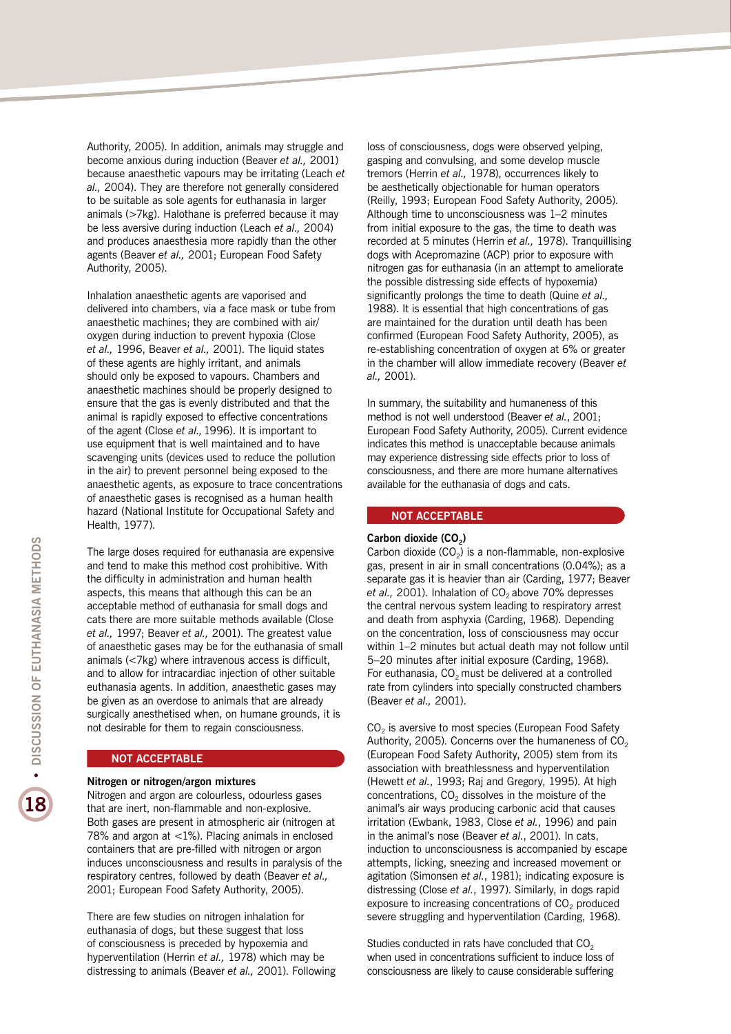Authority, 2005). In addition, animals may struggle and become anxious during induction (Beaver *et al.,* 2001) because anaesthetic vapours may be irritating (Leach *et al.,* 2004). They are therefore not generally considered to be suitable as sole agents for euthanasia in larger animals (>7kg). Halothane is preferred because it may be less aversive during induction (Leach *et al.,* 2004) and produces anaesthesia more rapidly than the other agents (Beaver *et al.,* 2001; European Food Safety Authority, 2005).

Inhalation anaesthetic agents are vaporised and delivered into chambers, via a face mask or tube from anaesthetic machines; they are combined with air/oxygen during induction to prevent hypoxia (Close *et al.,* 1996, Beaver *et al.,* 2001). The liquid states of these agents are highly irritant, and animals should only be exposed to vapours. Chambers and anaesthetic machines should be properly designed to ensure that the gas is evenly distributed and that the animal is rapidly exposed to effective concentrations of the agent (Close *et al.,* 1996). It is important to use equipment that is well maintained and to have scavenging units (devices used to reduce the pollution in the air) to prevent personnel being exposed to the anaesthetic agents, as exposure to trace concentrations of anaesthetic gases is recognised as a human health hazard (National Institute for Occupational Safety and Health, 1977).

The large doses required for euthanasia are expensive and tend to make this method cost prohibitive. With the difficulty in administration and human health aspects, this means that although this can be an acceptable method of euthanasia for small dogs and cats there are more suitable methods available (Close *et al.,* 1997; Beaver *et al.,* 2001). The greatest value of anaesthetic gases may be for the euthanasia of small animals (<7kg) where intravenous access is difficult, and to allow for intracardiac injection of other suitable euthanasia agents. In addition, anaesthetic gases may be given as an overdose to animals that are already surgically anesthetised when, on humane grounds, it is not desirable for them to regain consciousness.

**NOT ACCEPTABLE**

**Nitrogen or nitrogen/argon mixtures**

Nitrogen and argon are colourless, odourless gases that are inert, non-flammable and non-explosive. Both gases are present in atmospheric air (nitrogen at 78% and argon at <1%). Placing animals in enclosed containers that are pre-filled with nitrogen or argon induces unconsciousness and results in paralysis of the respiratory centres, followed by death (Beaver *et al.,* 2001; European Food Safety Authority, 2005).

There are few studies on nitrogen inhalation for euthanasia of dogs, but these suggest that loss of consciousness is preceded by hypoxemia and hyperventilation (Herrin *et al.,* 1978) which may be distressing to animals (Beaver *et al.,* 2001). Following loss of consciousness, dogs were observed yelping, gasping and convulsing, and some develop muscle tremors (Herrin *et al.,* 1978), occurrences likely to be aesthetically objectionable for human operators (Reilly, 1993; European Food Safety Authority, 2005). Although time to unconsciousness was 1–2 minutes from initial exposure to the gas, the time to death was recorded at 5 minutes (Herrin *et al.,* 1978). Tranquillising dogs with Acepromazine (ACP) prior to exposure with nitrogen gas for euthanasia (in an attempt to ameliorate the possible distressing side effects of hypoxemia) significantly prolongs the time to death (Quine *et al.,* 1988). It is essential that high concentrations of gas are maintained for the duration until death has been confirmed (European Food Safety Authority, 2005), as re-establishing concentration of oxygen at 6% or greater in the chamber will allow immediate recovery (Beaver *et al.,* 2001).

In summary, the suitability and humaneness of this method is not well understood (Beaver *et al.*, 2001; European Food Safety Authority, 2005). Current evidence indicates this method is unacceptable because animals may experience distressing side effects prior to loss of consciousness, and there are more humane alternatives available for the euthanasia of dogs and cats.

**NOT ACCEPTABLE**

**Carbon dioxide ($CO_2$)**

Carbon dioxide ($CO_2$) is a non-flammable, non-explosive gas, present in air in small concentrations (0.04%); as a separate gas it is heavier than air (Carding, 1977; Beaver *et al.,* 2001). Inhalation of $CO_2$ above 70% depresses the central nervous system leading to respiratory arrest and death from asphyxia (Carding, 1968). Depending on the concentration, loss of consciousness may occur within 1–2 minutes but actual death may not follow until 5–20 minutes after initial exposure (Carding, 1968). For euthanasia, $CO_2$ must be delivered at a controlled rate from cylinders into specially constructed chambers (Beaver *et al.,* 2001).

$CO_2$ is aversive to most species (European Food Safety Authority, 2005). Concerns over the humaneness of $CO_2$ (European Food Safety Authority, 2005) stem from its association with breathlessness and hyperventilation (Hewett *et al.*, 1993; Raj and Gregory, 1995). At high concentrations, $CO_2$ dissolves in the moisture of the animal's air ways producing carbonic acid that causes irritation (Ewbank, 1983, Close *et al.*, 1996) and pain in the animal's nose (Beaver *et al.*, 2001). In cats, induction to unconsciousness is accompanied by escape attempts, licking, sneezing and increased movement or agitation (Simonsen *et al.*, 1981); indicating exposure is distressing (Close *et al.*, 1997). Similarly, in dogs rapid exposure to increasing concentrations of $CO_2$ produced severe struggling and hyperventilation (Carding, 1968).

Studies conducted in rats have concluded that $CO_2$ when used in concentrations sufficient to induce loss of consciousness are likely to cause considerable suffering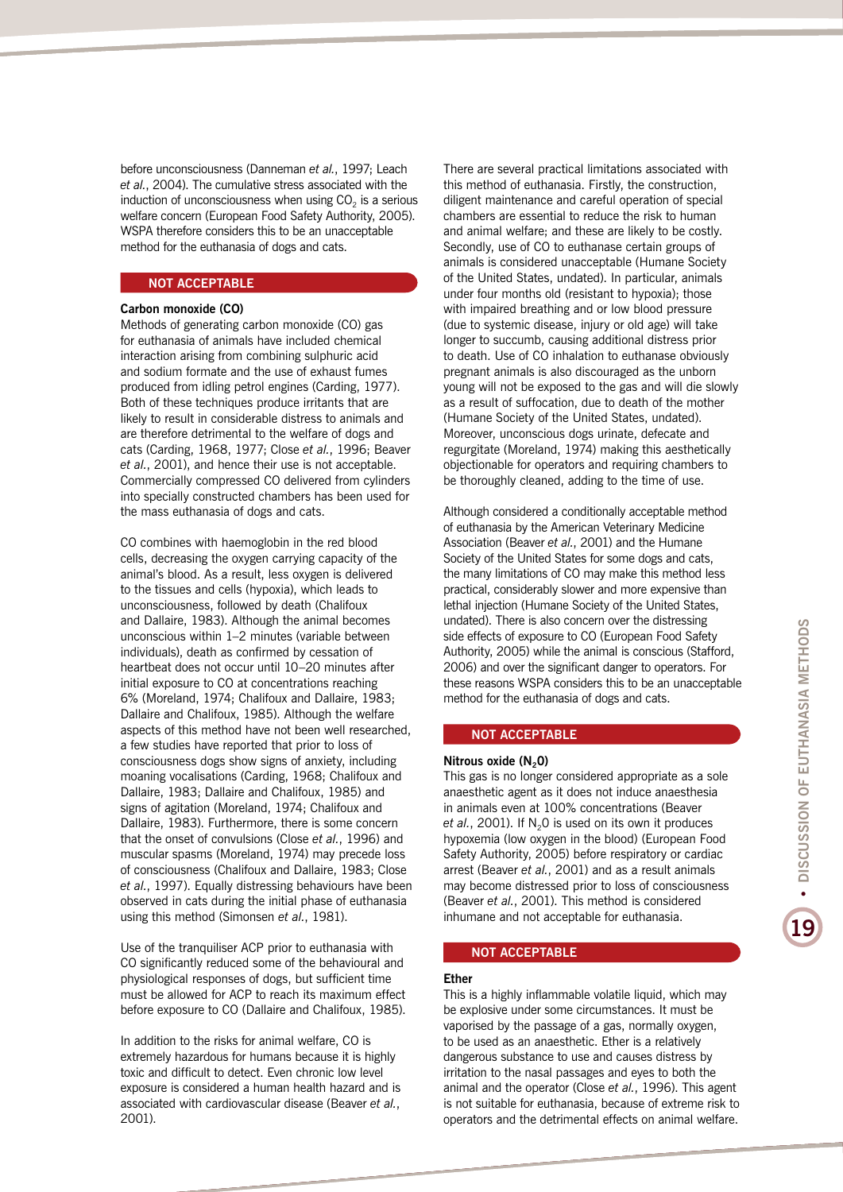before unconsciousness (Danneman *et al.*, 1997; Leach *et al.*, 2004). The cumulative stress associated with the induction of unconsciousness when using $CO_2$ is a serious welfare concern (European Food Safety Authority, 2005). WSPA therefore considers this to be an unacceptable method for the euthanasia of dogs and cats.

**NOT ACCEPTABLE**

### Carbon monoxide (CO)

Methods of generating carbon monoxide (CO) gas for euthanasia of animals have included chemical interaction arising from combining sulphuric acid and sodium formate and the use of exhaust fumes produced from idling petrol engines (Carding, 1977). Both of these techniques produce irritants that are likely to result in considerable distress to animals and are therefore detrimental to the welfare of dogs and cats (Carding, 1968, 1977; Close *et al.*, 1996; Beaver *et al.*, 2001), and hence their use is not acceptable. Commercially compressed CO delivered from cylinders into specially constructed chambers has been used for the mass euthanasia of dogs and cats.

CO combines with haemoglobin in the red blood cells, decreasing the oxygen carrying capacity of the animal's blood. As a result, less oxygen is delivered to the tissues and cells (hypoxia), which leads to unconsciousness, followed by death (Chalifoux and Dallaire, 1983). Although the animal becomes unconscious within 1–2 minutes (variable between individuals), death as confirmed by cessation of heartbeat does not occur until 10–20 minutes after initial exposure to CO at concentrations reaching 6% (Moreland, 1974; Chalifoux and Dallaire, 1983; Dallaire and Chalifoux, 1985). Although the welfare aspects of this method have not been well researched, a few studies have reported that prior to loss of consciousness dogs show signs of anxiety, including moaning vocalisations (Carding, 1968; Chalifoux and Dallaire, 1983; Dallaire and Chalifoux, 1985) and signs of agitation (Moreland, 1974; Chalifoux and Dallaire, 1983). Furthermore, there is some concern that the onset of convulsions (Close *et al.*, 1996) and muscular spasms (Moreland, 1974) may precede loss of consciousness (Chalifoux and Dallaire, 1983; Close *et al.*, 1997). Equally distressing behaviours have been observed in cats during the initial phase of euthanasia using this method (Simonsen *et al.*, 1981).

Use of the tranquiliser ACP prior to euthanasia with CO significantly reduced some of the behavioural and physiological responses of dogs, but sufficient time must be allowed for ACP to reach its maximum effect before exposure to CO (Dallaire and Chalifoux, 1985).

In addition to the risks for animal welfare, CO is extremely hazardous for humans because it is highly toxic and difficult to detect. Even chronic low level exposure is considered a human health hazard and is associated with cardiovascular disease (Beaver *et al.*, 2001).

There are several practical limitations associated with this method of euthanasia. Firstly, the construction, diligent maintenance and careful operation of special chambers are essential to reduce the risk to human and animal welfare; and these are likely to be costly. Secondly, use of CO to euthanase certain groups of animals is considered unacceptable (Humane Society of the United States, undated). In particular, animals under four months old (resistant to hypoxia); those with impaired breathing and or low blood pressure (due to systemic disease, injury or old age) will take longer to succumb, causing additional distress prior to death. Use of CO inhalation to euthanase obviously pregnant animals is also discouraged as the unborn young will not be exposed to the gas and will die slowly as a result of suffocation, due to death of the mother (Humane Society of the United States, undated). Moreover, unconscious dogs urinate, defecate and regurgitate (Moreland, 1974) making this aesthetically objectionable for operators and requiring chambers to be thoroughly cleaned, adding to the time of use.

Although considered a conditionally acceptable method of euthanasia by the American Veterinary Medicine Association (Beaver *et al.*, 2001) and the Humane Society of the United States for some dogs and cats, the many limitations of CO may make this method less practical, considerably slower and more expensive than lethal injection (Humane Society of the United States, undated). There is also concern over the distressing side effects of exposure to CO (European Food Safety Authority, 2005) while the animal is conscious (Stafford, 2006) and over the significant danger to operators. For these reasons WSPA considers this to be an unacceptable method for the euthanasia of dogs and cats.

**NOT ACCEPTABLE**

### Nitrous oxide ($N_2O$)

This gas is no longer considered appropriate as a sole anaesthetic agent as it does not induce anaesthesia in animals even at 100% concentrations (Beaver *et al.*, 2001). If $N_2O$ is used on its own it produces hypoxemia (low oxygen in the blood) (European Food Safety Authority, 2005) before respiratory or cardiac arrest (Beaver *et al.*, 2001) and as a result animals may become distressed prior to loss of consciousness (Beaver *et al.*, 2001). This method is considered inhumane and not acceptable for euthanasia.

**NOT ACCEPTABLE**

### Ether

This is a highly inflammable volatile liquid, which may be explosive under some circumstances. It must be vaporised by the passage of a gas, normally oxygen, to be used as an anaesthetic. Ether is a relatively dangerous substance to use and causes distress by irritation to the nasal passages and eyes to both the animal and the operator (Close *et al.*, 1996). This agent is not suitable for euthanasia, because of extreme risk to operators and the detrimental effects on animal welfare.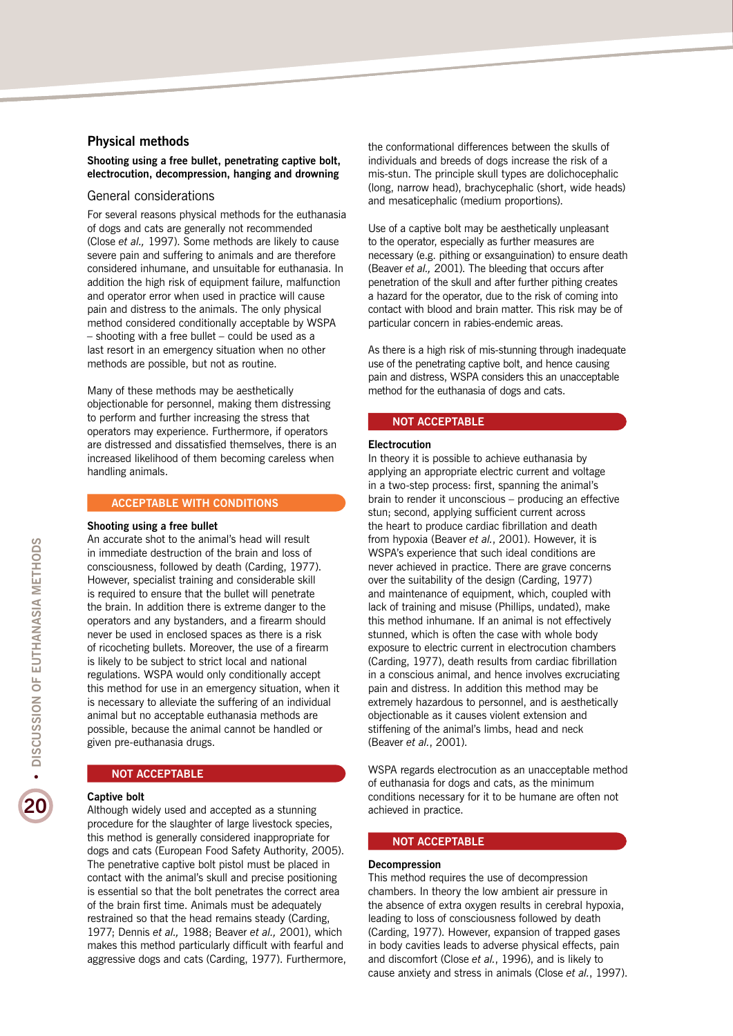## Physical methods

**Shooting using a free bullet, penetrating captive bolt, electrocution, decompression, hanging and drowning**

### General considerations

For several reasons physical methods for the euthanasia of dogs and cats are generally not recommended (Close *et al.,* 1997). Some methods are likely to cause severe pain and suffering to animals and are therefore considered inhumane, and unsuitable for euthanasia. In addition the high risk of equipment failure, malfunction and operator error when used in practice will cause pain and distress to the animals. The only physical method considered conditionally acceptable by WSPA – shooting with a free bullet – could be used as a last resort in an emergency situation when no other methods are possible, but not as routine.

Many of these methods may be aesthetically objectionable for personnel, making them distressing to perform and further increasing the stress that operators may experience. Furthermore, if operators are distressed and dissatisfied themselves, there is an increased likelihood of them becoming careless when handling animals.

**ACCEPTABLE WITH CONDITIONS**

**Shooting using a free bullet**

An accurate shot to the animal's head will result in immediate destruction of the brain and loss of consciousness, followed by death (Carding, 1977). However, specialist training and considerable skill is required to ensure that the bullet will penetrate the brain. In addition there is extreme danger to the operators and any bystanders, and a firearm should never be used in enclosed spaces as there is a risk of ricocheting bullets. Moreover, the use of a firearm is likely to be subject to strict local and national regulations. WSPA would only conditionally accept this method for use in an emergency situation, when it is necessary to alleviate the suffering of an individual animal but no acceptable euthanasia methods are possible, because the animal cannot be handled or given pre-euthanasia drugs.

**NOT ACCEPTABLE**

**Captive bolt**

Although widely used and accepted as a stunning procedure for the slaughter of large livestock species, this method is generally considered inappropriate for dogs and cats (European Food Safety Authority, 2005). The penetrative captive bolt pistol must be placed in contact with the animal's skull and precise positioning is essential so that the bolt penetrates the correct area of the brain first time. Animals must be adequately restrained so that the head remains steady (Carding, 1977; Dennis *et al.,* 1988; Beaver *et al.,* 2001), which makes this method particularly difficult with fearful and aggressive dogs and cats (Carding, 1977). Furthermore, the conformational differences between the skulls of individuals and breeds of dogs increase the risk of a mis-stun. The principle skull types are dolichocephalic (long, narrow head), brachycephalic (short, wide heads) and mesaticephalic (medium proportions).

Use of a captive bolt may be aesthetically unpleasant to the operator, especially as further measures are necessary (e.g. pithing or exsanguination) to ensure death (Beaver *et al.,* 2001). The bleeding that occurs after penetration of the skull and after further pithing creates a hazard for the operator, due to the risk of coming into contact with blood and brain matter. This risk may be of particular concern in rabies-endemic areas.

As there is a high risk of mis-stunning through inadequate use of the penetrating captive bolt, and hence causing pain and distress, WSPA considers this an unacceptable method for the euthanasia of dogs and cats.

**NOT ACCEPTABLE**

**Electrocution**

In theory it is possible to achieve euthanasia by applying an appropriate electric current and voltage in a two-step process: first, spanning the animal's brain to render it unconscious – producing an effective stun; second, applying sufficient current across the heart to produce cardiac fibrillation and death from hypoxia (Beaver *et al.*, 2001). However, it is WSPA's experience that such ideal conditions are never achieved in practice. There are grave concerns over the suitability of the design (Carding, 1977) and maintenance of equipment, which, coupled with lack of training and misuse (Phillips, undated), make this method inhumane. If an animal is not effectively stunned, which is often the case with whole body exposure to electric current in electrocution chambers (Carding, 1977), death results from cardiac fibrillation in a conscious animal, and hence involves excruciating pain and distress. In addition this method may be extremely hazardous to personnel, and is aesthetically objectionable as it causes violent extension and stiffening of the animal's limbs, head and neck (Beaver *et al.*, 2001).

WSPA regards electrocution as an unacceptable method of euthanasia for dogs and cats, as the minimum conditions necessary for it to be humane are often not achieved in practice.

**NOT ACCEPTABLE**

**Decompression**

This method requires the use of decompression chambers. In theory the low ambient air pressure in the absence of extra oxygen results in cerebral hypoxia, leading to loss of consciousness followed by death (Carding, 1977). However, expansion of trapped gases in body cavities leads to adverse physical effects, pain and discomfort (Close *et al.*, 1996), and is likely to cause anxiety and stress in animals (Close *et al.*, 1997).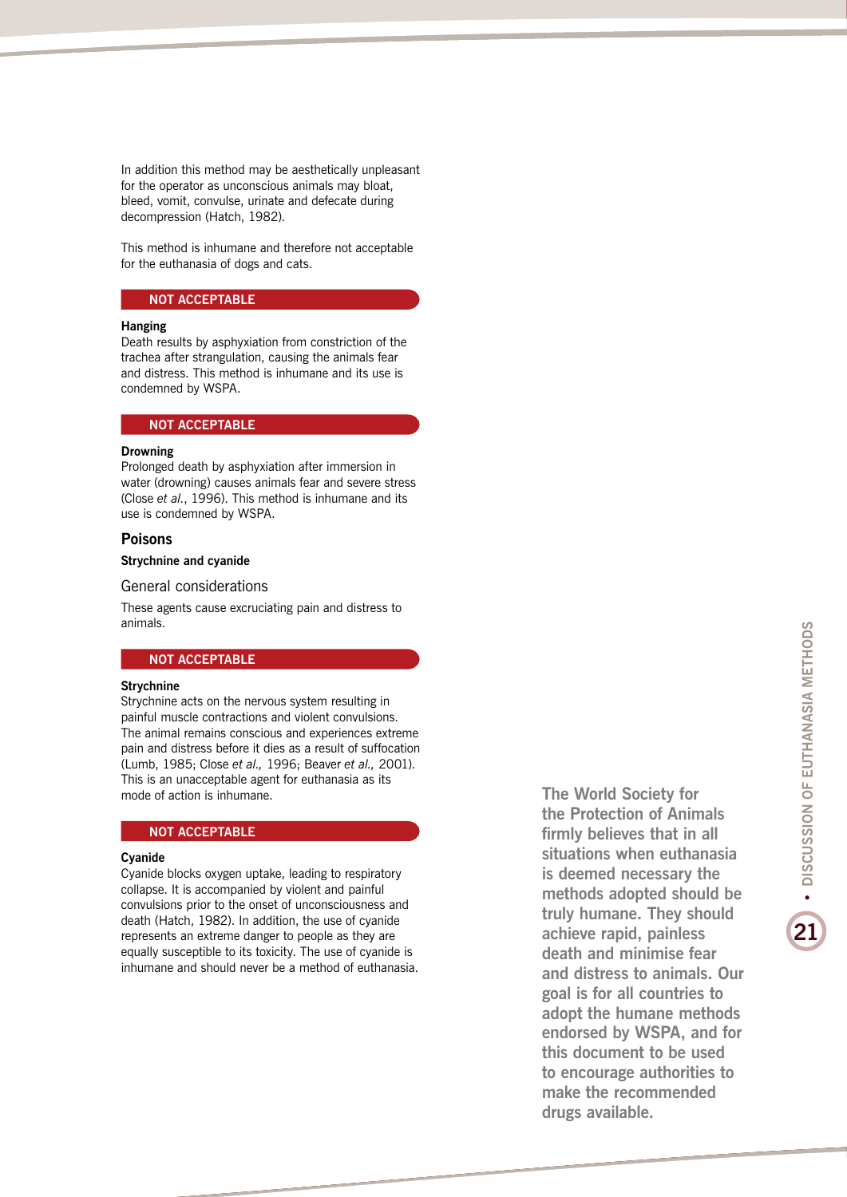In addition this method may be aesthetically unpleasant for the operator as unconscious animals may bloat, bleed, vomit, convulse, urinate and defecate during decompression (Hatch, 1982).

This method is inhumane and therefore not acceptable for the euthanasia of dogs and cats.

**NOT ACCEPTABLE**

**Hanging**

Death results by asphyxiation from constriction of the trachea after strangulation, causing the animals fear and distress. This method is inhumane and its use is condemned by WSPA.

**NOT ACCEPTABLE**

**Drowning**

Prolonged death by asphyxiation after immersion in water (drowning) causes animals fear and severe stress (Close *et al.*, 1996). This method is inhumane and its use is condemned by WSPA.

## Poisons

**Strychnine and cyanide**

### General considerations

These agents cause excruciating pain and distress to animals.

**NOT ACCEPTABLE**

**Strychnine**

Strychnine acts on the nervous system resulting in painful muscle contractions and violent convulsions. The animal remains conscious and experiences extreme pain and distress before it dies as a result of suffocation (Lumb, 1985; Close *et al.,* 1996; Beaver *et al.,* 2001). This is an unacceptable agent for euthanasia as its mode of action is inhumane.

**NOT ACCEPTABLE**

**Cyanide**

Cyanide blocks oxygen uptake, leading to respiratory collapse. It is accompanied by violent and painful convulsions prior to the onset of unconsciousness and death (Hatch, 1982). In addition, the use of cyanide represents an extreme danger to people as they are equally susceptible to its toxicity. The use of cyanide is inhumane and should never be a method of euthanasia.

**The World Society for the Protection of Animals firmly believes that in all situations when euthanasia is deemed necessary the methods adopted should be truly humane. They should achieve rapid, painless death and minimise fear and distress to animals. Our goal is for all countries to adopt the humane methods endorsed by WSPA, and for this document to be used to encourage authorities to make the recommended drugs available.**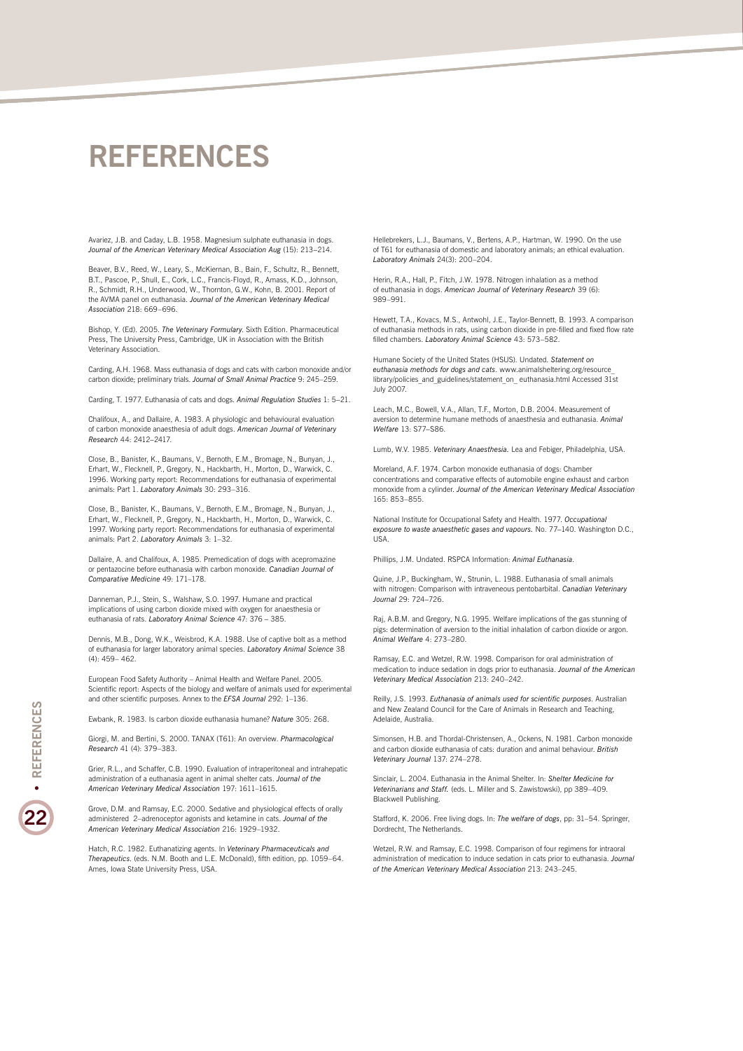# REFERENCES

Avariez, J.B. and Caday, L.B. 1958. Magnesium sulphate euthanasia in dogs. *Journal of the American Veterinary Medical Association Aug* (15): 213–214.

Beaver, B.V., Reed, W., Leary, S., McKiernan, B., Bain, F., Schultz, R., Bennett, B.T., Pascoe, P., Shull, E., Cork, L.C., Francis-Floyd, R., Amass, K.D., Johnson, R., Schmidt, R.H., Underwood, W., Thornton, G.W., Kohn, B. 2001. Report of the AVMA panel on euthanasia. *Journal of the American Veterinary Medical Association* 218: 669–696.

Bishop, Y. (Ed). 2005. *The Veterinary Formulary.* Sixth Edition. Pharmaceutical Press, The University Press, Cambridge, UK in Association with the British Veterinary Association.

Carding, A.H. 1968. Mass euthanasia of dogs and cats with carbon monoxide and/or carbon dioxide; preliminary trials. *Journal of Small Animal Practice* 9: 245–259.

Carding, T. 1977. Euthanasia of cats and dogs. *Animal Regulation Studies* 1: 5–21.

Chalifoux, A., and Dallaire, A. 1983. A physiologic and behavioural evaluation of carbon monoxide anaesthesia of adult dogs. *American Journal of Veterinary Research* 44: 2412–2417.

Close, B., Banister, K., Baumans, V., Bernoth, E.M., Bromage, N., Bunyan, J., Erhart, W., Flecknell, P., Gregory, N., Hackbarth, H., Morton, D., Warwick, C. 1996. Working party report: Recommendations for euthanasia of experimental animals: Part 1. *Laboratory Animals* 30: 293–316.

Close, B., Banister, K., Baumans, V., Bernoth, E.M., Bromage, N., Bunyan, J., Erhart, W., Flecknell, P., Gregory, N., Hackbarth, H., Morton, D., Warwick, C. 1997. Working party report: Recommendations for euthanasia of experimental animals: Part 2. *Laboratory Animals* 3: 1–32.

Dallaire, A. and Chalifoux, A. 1985. Premedication of dogs with acepromazine or pentazocine before euthanasia with carbon monoxide. *Canadian Journal of Comparative Medicine* 49: 171–178.

Danneman, P.J., Stein, S., Walshaw, S.O. 1997. Humane and practical implications of using carbon dioxide mixed with oxygen for anaesthesia or euthanasia of rats. *Laboratory Animal Science* 47: 376 – 385.

Dennis, M.B., Dong, W.K., Weisbrod, K.A. 1988. Use of captive bolt as a method of euthanasia for larger laboratory animal species. *Laboratory Animal Science* 38 (4): 459– 462.

European Food Safety Authority – Animal Health and Welfare Panel. 2005. Scientific report: Aspects of the biology and welfare of animals used for experimental and other scientific purposes. Annex to the *EFSA Journal* 292: 1–136.

Ewbank, R. 1983. Is carbon dioxide euthanasia humane? *Nature* 305: 268.

Giorgi, M. and Bertini, S. 2000. TANAX (T61): An overview. *Pharmacological Research* 41 (4): 379–383.

Grier, R.L., and Schaffer, C.B. 1990. Evaluation of intraperitoneal and intrahepatic administration of a euthanasia agent in animal shelter cats. *Journal of the American Veterinary Medical Association* 197: 1611–1615.

Grove, D.M. and Ramsay, E.C. 2000. Sedative and physiological effects of orally administered 2–adrenoceptor agonists and ketamine in cats. *Journal of the American Veterinary Medical Association* 216: 1929–1932.

Hatch, R.C. 1982. Euthanatizing agents. In *Veterinary Pharmaceuticals and Therapeutics.* (eds. N.M. Booth and L.E. McDonald), fifth edition, pp. 1059–64. Ames, Iowa State University Press, USA.

Hellebrekers, L.J., Baumans, V., Bertens, A.P., Hartman, W. 1990. On the use of T61 for euthanasia of domestic and laboratory animals; an ethical evaluation. *Laboratory Animals* 24(3): 200–204.

Herin, R.A., Hall, P., Fitch, J.W. 1978. Nitrogen inhalation as a method of euthanasia in dogs. *American Journal of Veterinary Research* 39 (6): 989–991.

Hewett, T.A., Kovacs, M.S., Antwohl, J.E., Taylor-Bennett, B. 1993. A comparison of euthanasia methods in rats, using carbon dioxide in pre-filled and fixed flow rate filled chambers. *Laboratory Animal Science* 43: 573–582.

Humane Society of the United States (HSUS). Undated. *Statement on euthanasia methods for dogs and cats.* www.animalsheltering.org/resource_library/policies_and_guidelines/statement_on_ euthanasia.html Accessed 31st July 2007.

Leach, M.C., Bowell, V.A., Allan, T.F., Morton, D.B. 2004. Measurement of aversion to determine humane methods of anaesthesia and euthanasia. *Animal Welfare* 13: S77–S86.

Lumb, W.V. 1985. *Veterinary Anaesthesia.* Lea and Febiger, Philadelphia, USA.

Moreland, A.F. 1974. Carbon monoxide euthanasia of dogs: Chamber concentrations and comparative effects of automobile engine exhaust and carbon monoxide from a cylinder. *Journal of the American Veterinary Medical Association* 165: 853–855.

National Institute for Occupational Safety and Health. 1977. *Occupational exposure to waste anaesthetic gases and vapours.* No. 77–140. Washington D.C., USA.

Phillips, J.M. Undated. RSPCA Information: *Animal Euthanasia.*

Quine, J.P., Buckingham, W., Strunin, L. 1988. Euthanasia of small animals with nitrogen: Comparison with intraveneous pentobarbital. *Canadian Veterinary Journal* 29: 724–726.

Raj, A.B.M. and Gregory, N.G. 1995. Welfare implications of the gas stunning of pigs: determination of aversion to the initial inhalation of carbon dioxide or argon. *Animal Welfare* 4: 273–280.

Ramsay, E.C. and Wetzel, R.W. 1998. Comparison for oral administration of medication to induce sedation in dogs prior to euthanasia. *Journal of the American Veterinary Medical Association* 213: 240–242.

Reilly, J.S. 1993. *Euthanasia of animals used for scientific purposes.* Australian and New Zealand Council for the Care of Animals in Research and Teaching, Adelaide, Australia.

Simonsen, H.B. and Thordal-Christensen, A., Ockens, N. 1981. Carbon monoxide and carbon dioxide euthanasia of cats: duration and animal behaviour. *British Veterinary Journal* 137: 274–278.

Sinclair, L. 2004. Euthanasia in the Animal Shelter. In: *Shelter Medicine for Veterinarians and Staff.* (eds. L. Miller and S. Zawistowski), pp 389–409. Blackwell Publishing.

Stafford, K. 2006. Free living dogs. In: *The welfare of dogs*, pp: 31–54. Springer, Dordrecht, The Netherlands.

Wetzel, R.W. and Ramsay, E.C. 1998. Comparison of four regimens for intraoral administration of medication to induce sedation in cats prior to euthanasia. *Journal of the American Veterinary Medical Association* 213: 243–245.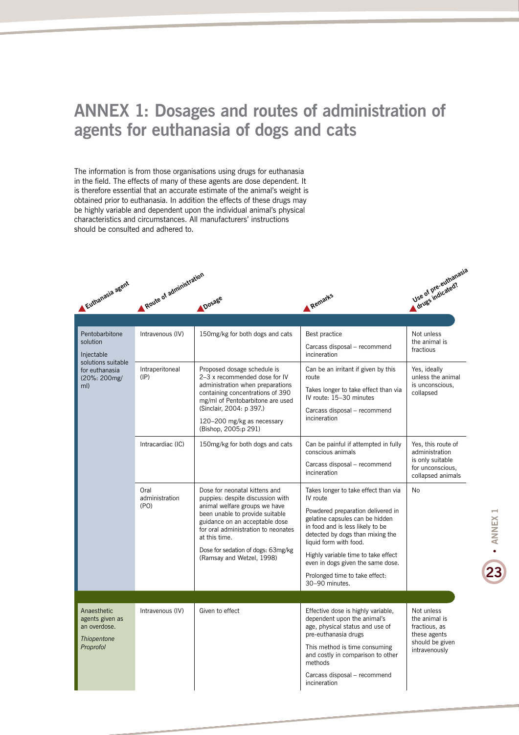# ANNEX 1: Dosages and routes of administration of agents for euthanasia of dogs and cats

The information is from those organisations using drugs for euthanasia in the field. The effects of many of these agents are dose dependent. It is therefore essential that an accurate estimate of the animal's weight is obtained prior to euthanasia. In addition the effects of these drugs may be highly variable and dependent upon the individual animal's physical characteristics and circumstances. All manufacturers' instructions should be consulted and adhered to.

| Euthanasia agent | Route of administration | Dosage | Remarks | Use of pre-euthanasia drugs indicated? |
|---|---|---|---|---|
| Pentobarbitone solution<br><br>Injectable solutions suitable for euthanasia (20%: 200mg/ml) | Intravenous (IV) | 150mg/kg for both dogs and cats | Best practice<br><br>Carcass disposal – recommend incineration | Not unless the animal is fractious |
| | Intraperitoneal (IP) | Proposed dosage schedule is 2–3 x recommended dose for IV administration when preparations containing concentrations of 390 mg/ml of Pentobarbitone are used (Sinclair, 2004: p 397.)<br><br>120–200 mg/kg as necessary (Bishop, 2005:p 291) | Can be an irritant if given by this route<br><br>Takes longer to take effect than via IV route: 15–30 minutes<br><br>Carcass disposal – recommend incineration | Yes, ideally unless the animal is unconscious, collapsed |
| | Intracardiac (IC) | 150mg/kg for both dogs and cats | Can be painful if attempted in fully conscious animals<br><br>Carcass disposal – recommend incineration | Yes, this route of administration is only suitable for unconscious, collapsed animals |
| | Oral administration (PO) | Dose for neonatal kittens and puppies: despite discussion with animal welfare groups we have been unable to provide suitable guidance on an acceptable dose for oral administration to neonates at this time.<br><br>Dose for sedation of dogs: 63mg/kg (Ramsay and Wetzel, 1998) | Takes longer to take effect than via IV route<br><br>Powdered preparation delivered in gelatine capsules can be hidden in food and is less likely to be detected by dogs than mixing the liquid form with food.<br><br>Highly variable time to take effect even in dogs given the same dose.<br><br>Prolonged time to take effect: 30–90 minutes. | No |
| Anaesthetic agents given as an overdose.<br><br>*Thiopentone*<br>*Proprofol* | Intravenous (IV) | Given to effect | Effective dose is highly variable, dependent upon the animal's age, physical status and use of pre-euthanasia drugs<br><br>This method is time consuming and costly in comparison to other methods<br><br>Carcass disposal – recommend incineration | Not unless the animal is fractious, as these agents should be given intravenously |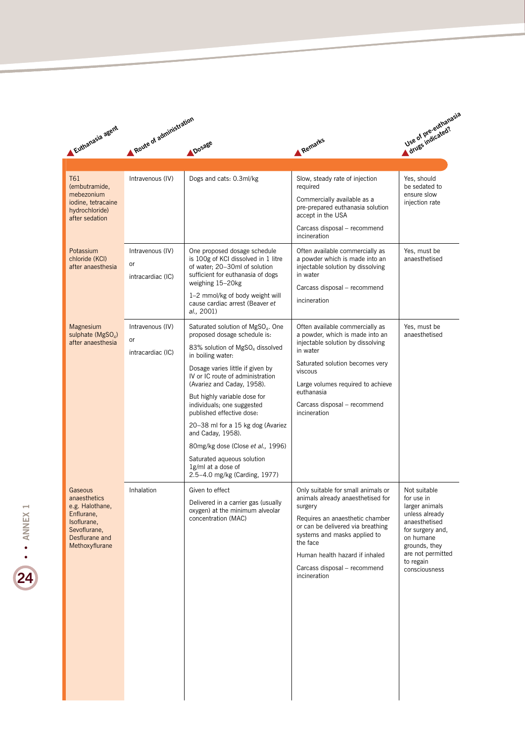| Euthanasia agent | Route of administration | Dosage | Remarks | Use of pre-euthanasia drugs indicated? |
|---|---|---|---|---|
| T61 (embutramide, mebezonium iodine, tetracaine hydrochloride) after sedation | Intravenous (IV) | Dogs and cats: 0.3ml/kg | Slow, steady rate of injection required<br><br>Commercially available as a pre-prepared euthanasia solution accept in the USA<br><br>Carcass disposal – recommend incineration | Yes, should be sedated to ensure slow injection rate |
| Potassium chloride (KCl) after anaesthesia | Intravenous (IV)<br><br>or<br><br>intracardiac (IC) | One proposed dosage schedule is 100g of KCl dissolved in 1 litre of water; 20–30ml of solution sufficient for euthanasia of dogs weighing 15–20kg<br><br>1–2 mmol/kg of body weight will cause cardiac arrest (Beaver *et al.,* 2001) | Often available commercially as a powder which is made into an injectable solution by dissolving in water<br><br>Carcass disposal – recommend<br><br>incineration | Yes, must be anaesthetised |
| Magnesium sulphate ($MgSO_4$) after anaesthesia | Intravenous (IV)<br><br>or<br><br>intracardiac (IC) | Saturated solution of $MgSO_4$. One proposed dosage schedule is:<br><br>83% solution of $MgSO_4$ dissolved in boiling water:<br><br>Dosage varies little if given by IV or IC route of administration (Avariez and Caday, 1958).<br><br>But highly variable dose for individuals; one suggested published effective dose:<br><br>20–38 ml for a 15 kg dog (Avariez and Caday, 1958).<br><br>80mg/kg dose (Close *et al.,* 1996)<br><br>Saturated aqueous solution 1g/ml at a dose of 2.5–4.0 mg/kg (Carding, 1977) | Often available commercially as a powder, which is made into an injectable solution by dissolving in water<br><br>Saturated solution becomes very viscous<br><br>Large volumes required to achieve euthanasia<br><br>Carcass disposal – recommend incineration | Yes, must be anaesthetised |
| Gaseous anaesthetics e.g. Halothane, Enflurane, Isoflurane, Sevoflurane, Desflurane and Methoxyflurane | Inhalation | Given to effect<br><br>Delivered in a carrier gas (usually oxygen) at the minimum alveolar concentration (MAC) | Only suitable for small animals or animals already anaesthetised for surgery<br><br>Requires an anaesthetic chamber or can be delivered via breathing systems and masks applied to the face<br><br>Human health hazard if inhaled<br><br>Carcass disposal – recommend incineration | Not suitable for use in larger animals unless already anaesthetised for surgery and, on humane grounds, they are not permitted to regain consciousness |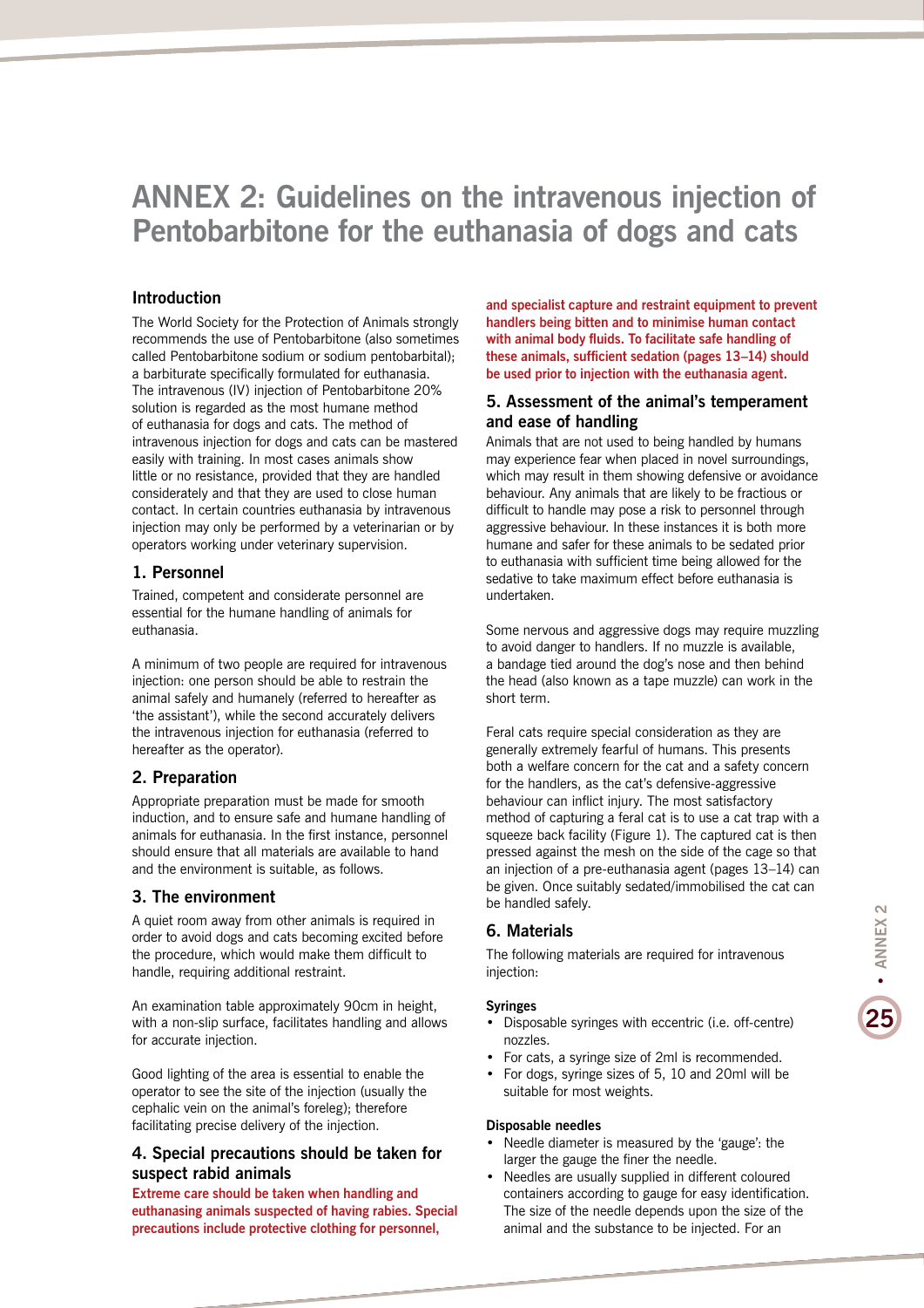# ANNEX 2: Guidelines on the intravenous injection of Pentobarbitone for the euthanasia of dogs and cats

## Introduction

The World Society for the Protection of Animals strongly recommends the use of Pentobarbitone (also sometimes called Pentobarbitone sodium or sodium pentobarbital); a barbiturate specifically formulated for euthanasia. The intravenous (IV) injection of Pentobarbitone 20% solution is regarded as the most humane method of euthanasia for dogs and cats. The method of intravenous injection for dogs and cats can be mastered easily with training. In most cases animals show little or no resistance, provided that they are handled considerately and that they are used to close human contact. In certain countries euthanasia by intravenous injection may only be performed by a veterinarian or by operators working under veterinary supervision.

## 1. Personnel

Trained, competent and considerate personnel are essential for the humane handling of animals for euthanasia.

A minimum of two people are required for intravenous injection: one person should be able to restrain the animal safely and humanely (referred to hereafter as 'the assistant'), while the second accurately delivers the intravenous injection for euthanasia (referred to hereafter as the operator).

## 2. Preparation

Appropriate preparation must be made for smooth induction, and to ensure safe and humane handling of animals for euthanasia. In the first instance, personnel should ensure that all materials are available to hand and the environment is suitable, as follows.

## 3. The environment

A quiet room away from other animals is required in order to avoid dogs and cats becoming excited before the procedure, which would make them difficult to handle, requiring additional restraint.

An examination table approximately 90cm in height, with a non-slip surface, facilitates handling and allows for accurate injection.

Good lighting of the area is essential to enable the operator to see the site of the injection (usually the cephalic vein on the animal's foreleg); therefore facilitating precise delivery of the injection.

## 4. Special precautions should be taken for suspect rabid animals

**Extreme care should be taken when handling and euthanasing animals suspected of having rabies. Special precautions include protective clothing for personnel, and specialist capture and restraint equipment to prevent handlers being bitten and to minimise human contact with animal body fluids. To facilitate safe handling of these animals, sufficient sedation (pages 13–14) should be used prior to injection with the euthanasia agent.**

## 5. Assessment of the animal's temperament and ease of handling

Animals that are not used to being handled by humans may experience fear when placed in novel surroundings, which may result in them showing defensive or avoidance behaviour. Any animals that are likely to be fractious or difficult to handle may pose a risk to personnel through aggressive behaviour. In these instances it is both more humane and safer for these animals to be sedated prior to euthanasia with sufficient time being allowed for the sedative to take maximum effect before euthanasia is undertaken.

Some nervous and aggressive dogs may require muzzling to avoid danger to handlers. If no muzzle is available, a bandage tied around the dog's nose and then behind the head (also known as a tape muzzle) can work in the short term.

Feral cats require special consideration as they are generally extremely fearful of humans. This presents both a welfare concern for the cat and a safety concern for the handlers, as the cat's defensive-aggressive behaviour can inflict injury. The most satisfactory method of capturing a feral cat is to use a cat trap with a squeeze back facility (Figure 1). The captured cat is then pressed against the mesh on the side of the cage so that an injection of a pre-euthanasia agent (pages 13–14) can be given. Once suitably sedated/immobilised the cat can be handled safely.

## 6. Materials

The following materials are required for intravenous injection:

**Syringes**

- Disposable syringes with eccentric (i.e. off-centre) nozzles.
- For cats, a syringe size of 2ml is recommended.
- For dogs, syringe sizes of 5, 10 and 20ml will be suitable for most weights.

**Disposable needles**

- Needle diameter is measured by the 'gauge': the larger the gauge the finer the needle.
- Needles are usually supplied in different coloured containers according to gauge for easy identification. The size of the needle depends upon the size of the animal and the substance to be injected. For an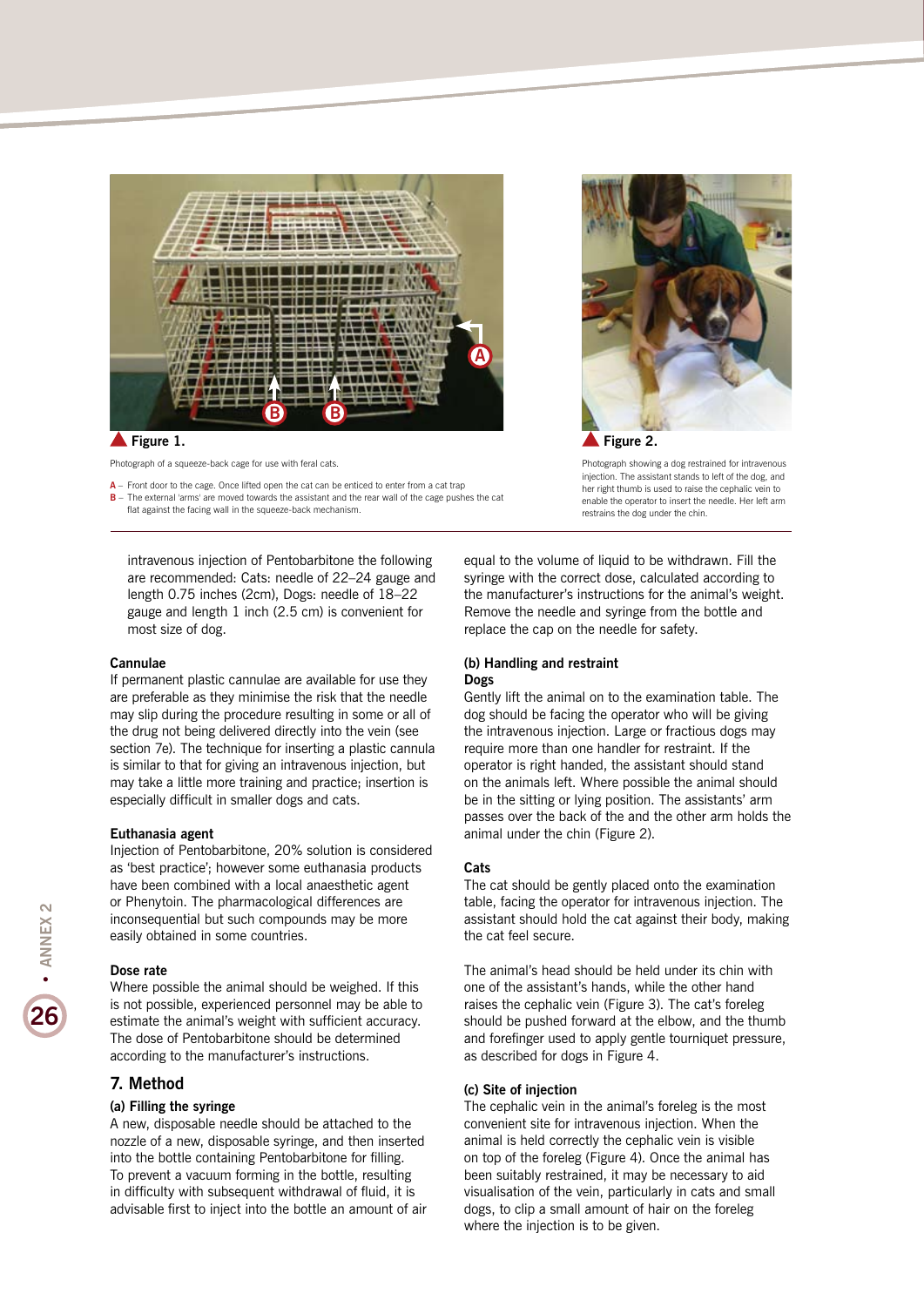**Figure 1.**

Photograph of a squeeze-back cage for use with feral cats.

A – Front door to the cage. Once lifted open the cat can be enticed to enter from a cat trap
B – The external 'arms' are moved towards the assistant and the rear wall of the cage pushes the cat flat against the facing wall in the squeeze-back mechanism.

**Figure 2.**

Photograph showing a dog restrained for intravenous injection. The assistant stands to left of the dog, and her right thumb is used to raise the cephalic vein to enable the operator to insert the needle. Her left arm restrains the dog under the chin.

intravenous injection of Pentobarbitone the following are recommended: Cats: needle of 22–24 gauge and length 0.75 inches (2cm), Dogs: needle of 18–22 gauge and length 1 inch (2.5 cm) is convenient for most size of dog.

#### Cannulae

If permanent plastic cannulae are available for use they are preferable as they minimise the risk that the needle may slip during the procedure resulting in some or all of the drug not being delivered directly into the vein (see section 7e). The technique for inserting a plastic cannula is similar to that for giving an intravenous injection, but may take a little more training and practice; insertion is especially difficult in smaller dogs and cats.

#### Euthanasia agent

Injection of Pentobarbitone, 20% solution is considered as 'best practice'; however some euthanasia products have been combined with a local anaesthetic agent or Phenytoin. The pharmacological differences are inconsequential but such compounds may be more easily obtained in some countries.

#### Dose rate

Where possible the animal should be weighed. If this is not possible, experienced personnel may be able to estimate the animal's weight with sufficient accuracy. The dose of Pentobarbitone should be determined according to the manufacturer's instructions.

## 7. Method

### (a) Filling the syringe

A new, disposable needle should be attached to the nozzle of a new, disposable syringe, and then inserted into the bottle containing Pentobarbitone for filling. To prevent a vacuum forming in the bottle, resulting in difficulty with subsequent withdrawal of fluid, it is advisable first to inject into the bottle an amount of air equal to the volume of liquid to be withdrawn. Fill the syringe with the correct dose, calculated according to the manufacturer's instructions for the animal's weight. Remove the needle and syringe from the bottle and replace the cap on the needle for safety.

### (b) Handling and restraint

#### Dogs

Gently lift the animal on to the examination table. The dog should be facing the operator who will be giving the intravenous injection. Large or fractious dogs may require more than one handler for restraint. If the operator is right handed, the assistant should stand on the animals left. Where possible the animal should be in the sitting or lying position. The assistants' arm passes over the back of the and the other arm holds the animal under the chin (Figure 2).

#### Cats

The cat should be gently placed onto the examination table, facing the operator for intravenous injection. The assistant should hold the cat against their body, making the cat feel secure.

The animal's head should be held under its chin with one of the assistant's hands, while the other hand raises the cephalic vein (Figure 3). The cat's foreleg should be pushed forward at the elbow, and the thumb and forefinger used to apply gentle tourniquet pressure, as described for dogs in Figure 4.

### (c) Site of injection

The cephalic vein in the animal's foreleg is the most convenient site for intravenous injection. When the animal is held correctly the cephalic vein is visible on top of the foreleg (Figure 4). Once the animal has been suitably restrained, it may be necessary to aid visualisation of the vein, particularly in cats and small dogs, to clip a small amount of hair on the foreleg where the injection is to be given.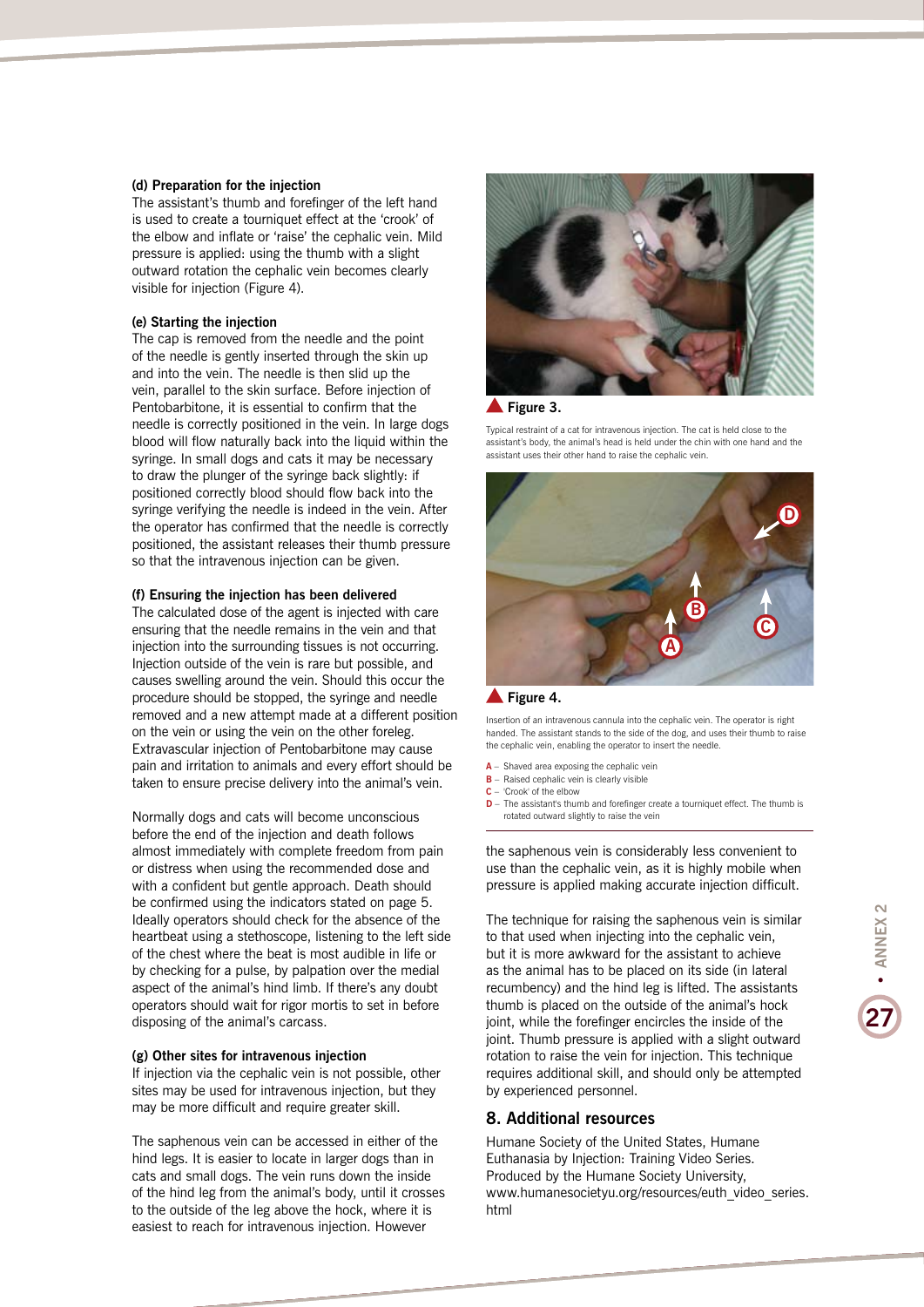### (d) Preparation for the injection

The assistant's thumb and forefinger of the left hand is used to create a tourniquet effect at the 'crook' of the elbow and inflate or 'raise' the cephalic vein. Mild pressure is applied: using the thumb with a slight outward rotation the cephalic vein becomes clearly visible for injection (Figure 4).

### (e) Starting the injection

The cap is removed from the needle and the point of the needle is gently inserted through the skin up and into the vein. The needle is then slid up the vein, parallel to the skin surface. Before injection of Pentobarbitone, it is essential to confirm that the needle is correctly positioned in the vein. In large dogs blood will flow naturally back into the liquid within the syringe. In small dogs and cats it may be necessary to draw the plunger of the syringe back slightly: if positioned correctly blood should flow back into the syringe verifying the needle is indeed in the vein. After the operator has confirmed that the needle is correctly positioned, the assistant releases their thumb pressure so that the intravenous injection can be given.

### (f) Ensuring the injection has been delivered

The calculated dose of the agent is injected with care ensuring that the needle remains in the vein and that injection into the surrounding tissues is not occurring. Injection outside of the vein is rare but possible, and causes swelling around the vein. Should this occur the procedure should be stopped, the syringe and needle removed and a new attempt made at a different position on the vein or using the vein on the other foreleg. Extravascular injection of Pentobarbitone may cause pain and irritation to animals and every effort should be taken to ensure precise delivery into the animal's vein.

Normally dogs and cats will become unconscious before the end of the injection and death follows almost immediately with complete freedom from pain or distress when using the recommended dose and with a confident but gentle approach. Death should be confirmed using the indicators stated on page 5. Ideally operators should check for the absence of the heartbeat using a stethoscope, listening to the left side of the chest where the beat is most audible in life or by checking for a pulse, by palpation over the medial aspect of the animal's hind limb. If there's any doubt operators should wait for rigor mortis to set in before disposing of the animal's carcass.

### (g) Other sites for intravenous injection

If injection via the cephalic vein is not possible, other sites may be used for intravenous injection, but they may be more difficult and require greater skill.

The saphenous vein can be accessed in either of the hind legs. It is easier to locate in larger dogs than in cats and small dogs. The vein runs down the inside of the hind leg from the animal's body, until it crosses to the outside of the leg above the hock, where it is easiest to reach for intravenous injection. However the saphenous vein is considerably less convenient to use than the cephalic vein, as it is highly mobile when pressure is applied making accurate injection difficult.

The technique for raising the saphenous vein is similar to that used when injecting into the cephalic vein, but it is more awkward for the assistant to achieve as the animal has to be placed on its side (in lateral recumbency) and the hind leg is lifted. The assistants thumb is placed on the outside of the animal's hock joint, while the forefinger encircles the inside of the joint. Thumb pressure is applied with a slight outward rotation to raise the vein for injection. This technique requires additional skill, and should only be attempted by experienced personnel.

**Figure 3.**

Typical restraint of a cat for intravenous injection. The cat is held close to the assistant's body, the animal's head is held under the chin with one hand and the assistant uses their other hand to raise the cephalic vein.

D

B

C

A

**Figure 4.**

Insertion of an intravenous cannula into the cephalic vein. The operator is right handed. The assistant stands to the side of the dog, and uses their thumb to raise the cephalic vein, enabling the operator to insert the needle.

- **A** – Shaved area exposing the cephalic vein
- **B** – Raised cephalic vein is clearly visible
- **C** – 'Crook' of the elbow
- **D** – The assistant's thumb and forefinger create a tourniquet effect. The thumb is rotated outward slightly to raise the vein

## 8. Additional resources

Humane Society of the United States, Humane Euthanasia by Injection: Training Video Series. Produced by the Humane Society University, www.humanesocietyu.org/resources/euth_video_series.html